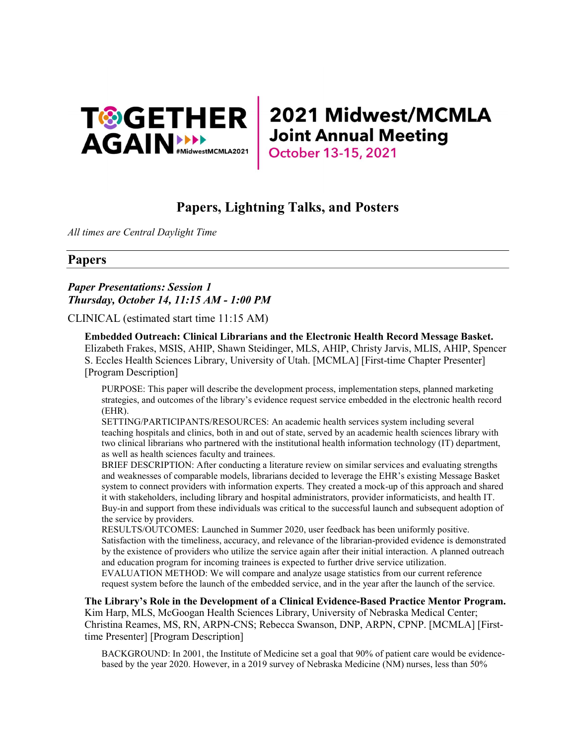TOGETHER AGAIN #MidwestMCMLA2021

**2021 Midwest/MCMLA Joint Annual Meeting**
**October 13-15, 2021**

# Papers, Lightning Talks, and Posters

*All times are Central Daylight Time*

## Papers

### *Paper Presentations: Session 1*
### *Thursday, October 14, 11:15 AM - 1:00 PM*

CLINICAL (estimated start time 11:15 AM)

**Embedded Outreach: Clinical Librarians and the Electronic Health Record Message Basket.** Elizabeth Frakes, MSIS, AHIP, Shawn Steidinger, MLS, AHIP, Christy Jarvis, MLIS, AHIP, Spencer S. Eccles Health Sciences Library, University of Utah. [MCMLA] [First-time Chapter Presenter] [Program Description]

PURPOSE: This paper will describe the development process, implementation steps, planned marketing strategies, and outcomes of the library's evidence request service embedded in the electronic health record (EHR).
SETTING/PARTICIPANTS/RESOURCES: An academic health services system including several teaching hospitals and clinics, both in and out of state, served by an academic health sciences library with two clinical librarians who partnered with the institutional health information technology (IT) department, as well as health sciences faculty and trainees.
BRIEF DESCRIPTION: After conducting a literature review on similar services and evaluating strengths and weaknesses of comparable models, librarians decided to leverage the EHR's existing Message Basket system to connect providers with information experts. They created a mock-up of this approach and shared it with stakeholders, including library and hospital administrators, provider informaticists, and health IT. Buy-in and support from these individuals was critical to the successful launch and subsequent adoption of the service by providers.
RESULTS/OUTCOMES: Launched in Summer 2020, user feedback has been uniformly positive. Satisfaction with the timeliness, accuracy, and relevance of the librarian-provided evidence is demonstrated by the existence of providers who utilize the service again after their initial interaction. A planned outreach and education program for incoming trainees is expected to further drive service utilization.
EVALUATION METHOD: We will compare and analyze usage statistics from our current reference request system before the launch of the embedded service, and in the year after the launch of the service.

**The Library's Role in the Development of a Clinical Evidence-Based Practice Mentor Program.** Kim Harp, MLS, McGoogan Health Sciences Library, University of Nebraska Medical Center; Christina Reames, MS, RN, ARPN-CNS; Rebecca Swanson, DNP, ARPN, CPNP. [MCMLA] [First-time Presenter] [Program Description]

BACKGROUND: In 2001, the Institute of Medicine set a goal that 90% of patient care would be evidence-based by the year 2020. However, in a 2019 survey of Nebraska Medicine (NM) nurses, less than 50%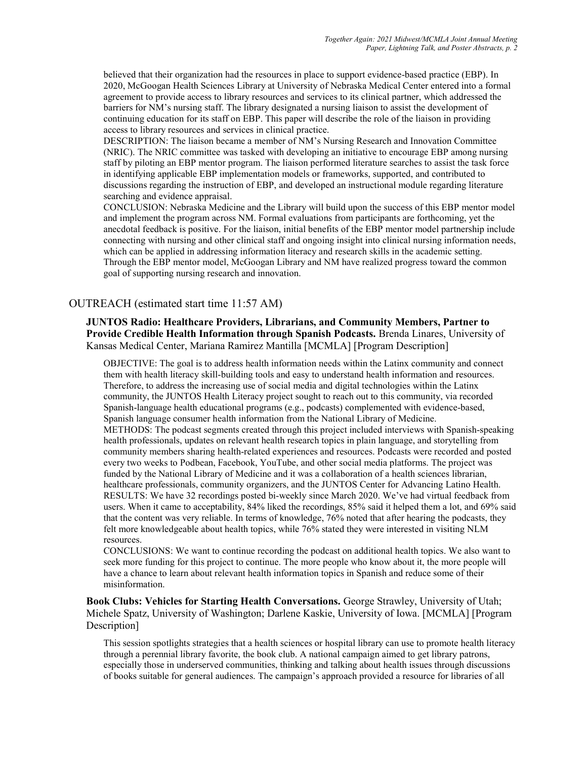believed that their organization had the resources in place to support evidence-based practice (EBP). In 2020, McGoogan Health Sciences Library at University of Nebraska Medical Center entered into a formal agreement to provide access to library resources and services to its clinical partner, which addressed the barriers for NM's nursing staff. The library designated a nursing liaison to assist the development of continuing education for its staff on EBP. This paper will describe the role of the liaison in providing access to library resources and services in clinical practice.

DESCRIPTION: The liaison became a member of NM's Nursing Research and Innovation Committee (NRIC). The NRIC committee was tasked with developing an initiative to encourage EBP among nursing staff by piloting an EBP mentor program. The liaison performed literature searches to assist the task force in identifying applicable EBP implementation models or frameworks, supported, and contributed to discussions regarding the instruction of EBP, and developed an instructional module regarding literature searching and evidence appraisal.

CONCLUSION: Nebraska Medicine and the Library will build upon the success of this EBP mentor model and implement the program across NM. Formal evaluations from participants are forthcoming, yet the anecdotal feedback is positive. For the liaison, initial benefits of the EBP mentor model partnership include connecting with nursing and other clinical staff and ongoing insight into clinical nursing information needs, which can be applied in addressing information literacy and research skills in the academic setting. Through the EBP mentor model, McGoogan Library and NM have realized progress toward the common goal of supporting nursing research and innovation.

## OUTREACH (estimated start time 11:57 AM)

**JUNTOS Radio: Healthcare Providers, Librarians, and Community Members, Partner to Provide Credible Health Information through Spanish Podcasts.** Brenda Linares, University of Kansas Medical Center, Mariana Ramirez Mantilla [MCMLA] [Program Description]

OBJECTIVE: The goal is to address health information needs within the Latinx community and connect them with health literacy skill-building tools and easy to understand health information and resources. Therefore, to address the increasing use of social media and digital technologies within the Latinx community, the JUNTOS Health Literacy project sought to reach out to this community, via recorded Spanish-language health educational programs (e.g., podcasts) complemented with evidence-based, Spanish language consumer health information from the National Library of Medicine.

METHODS: The podcast segments created through this project included interviews with Spanish-speaking health professionals, updates on relevant health research topics in plain language, and storytelling from community members sharing health-related experiences and resources. Podcasts were recorded and posted every two weeks to Podbean, Facebook, YouTube, and other social media platforms. The project was funded by the National Library of Medicine and it was a collaboration of a health sciences librarian, healthcare professionals, community organizers, and the JUNTOS Center for Advancing Latino Health.

RESULTS: We have 32 recordings posted bi-weekly since March 2020. We've had virtual feedback from users. When it came to acceptability, 84% liked the recordings, 85% said it helped them a lot, and 69% said that the content was very reliable. In terms of knowledge, 76% noted that after hearing the podcasts, they felt more knowledgeable about health topics, while 76% stated they were interested in visiting NLM resources.

CONCLUSIONS: We want to continue recording the podcast on additional health topics. We also want to seek more funding for this project to continue. The more people who know about it, the more people will have a chance to learn about relevant health information topics in Spanish and reduce some of their misinformation.

**Book Clubs: Vehicles for Starting Health Conversations.** George Strawley, University of Utah; Michele Spatz, University of Washington; Darlene Kaskie, University of Iowa. [MCMLA] [Program Description]

This session spotlights strategies that a health sciences or hospital library can use to promote health literacy through a perennial library favorite, the book club. A national campaign aimed to get library patrons, especially those in underserved communities, thinking and talking about health issues through discussions of books suitable for general audiences. The campaign's approach provided a resource for libraries of all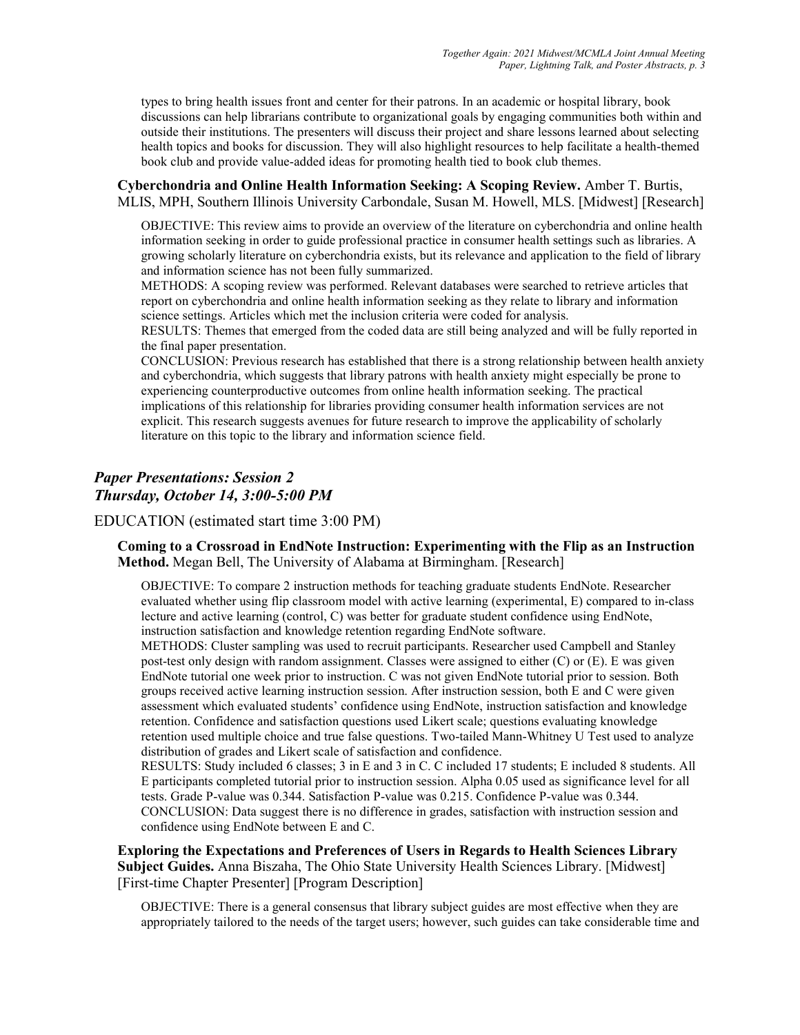types to bring health issues front and center for their patrons. In an academic or hospital library, book discussions can help librarians contribute to organizational goals by engaging communities both within and outside their institutions. The presenters will discuss their project and share lessons learned about selecting health topics and books for discussion. They will also highlight resources to help facilitate a health-themed book club and provide value-added ideas for promoting health tied to book club themes.

**Cyberchondria and Online Health Information Seeking: A Scoping Review.** Amber T. Burtis, MLIS, MPH, Southern Illinois University Carbondale, Susan M. Howell, MLS. [Midwest] [Research]

OBJECTIVE: This review aims to provide an overview of the literature on cyberchondria and online health information seeking in order to guide professional practice in consumer health settings such as libraries. A growing scholarly literature on cyberchondria exists, but its relevance and application to the field of library and information science has not been fully summarized.
METHODS: A scoping review was performed. Relevant databases were searched to retrieve articles that report on cyberchondria and online health information seeking as they relate to library and information science settings. Articles which met the inclusion criteria were coded for analysis.
RESULTS: Themes that emerged from the coded data are still being analyzed and will be fully reported in the final paper presentation.
CONCLUSION: Previous research has established that there is a strong relationship between health anxiety and cyberchondria, which suggests that library patrons with health anxiety might especially be prone to experiencing counterproductive outcomes from online health information seeking. The practical implications of this relationship for libraries providing consumer health information services are not explicit. This research suggests avenues for future research to improve the applicability of scholarly literature on this topic to the library and information science field.

## *Paper Presentations: Session 2*
## *Thursday, October 14, 3:00-5:00 PM*

### EDUCATION (estimated start time 3:00 PM)

**Coming to a Crossroad in EndNote Instruction: Experimenting with the Flip as an Instruction Method.** Megan Bell, The University of Alabama at Birmingham. [Research]

OBJECTIVE: To compare 2 instruction methods for teaching graduate students EndNote. Researcher evaluated whether using flip classroom model with active learning (experimental, E) compared to in-class lecture and active learning (control, C) was better for graduate student confidence using EndNote, instruction satisfaction and knowledge retention regarding EndNote software.
METHODS: Cluster sampling was used to recruit participants. Researcher used Campbell and Stanley post-test only design with random assignment. Classes were assigned to either (C) or (E). E was given EndNote tutorial one week prior to instruction. C was not given EndNote tutorial prior to session. Both groups received active learning instruction session. After instruction session, both E and C were given assessment which evaluated students' confidence using EndNote, instruction satisfaction and knowledge retention. Confidence and satisfaction questions used Likert scale; questions evaluating knowledge retention used multiple choice and true false questions. Two-tailed Mann-Whitney U Test used to analyze distribution of grades and Likert scale of satisfaction and confidence.
RESULTS: Study included 6 classes; 3 in E and 3 in C. C included 17 students; E included 8 students. All E participants completed tutorial prior to instruction session. Alpha 0.05 used as significance level for all tests. Grade P-value was 0.344. Satisfaction P-value was 0.215. Confidence P-value was 0.344.
CONCLUSION: Data suggest there is no difference in grades, satisfaction with instruction session and confidence using EndNote between E and C.

**Exploring the Expectations and Preferences of Users in Regards to Health Sciences Library Subject Guides.** Anna Biszaha, The Ohio State University Health Sciences Library. [Midwest] [First-time Chapter Presenter] [Program Description]

OBJECTIVE: There is a general consensus that library subject guides are most effective when they are appropriately tailored to the needs of the target users; however, such guides can take considerable time and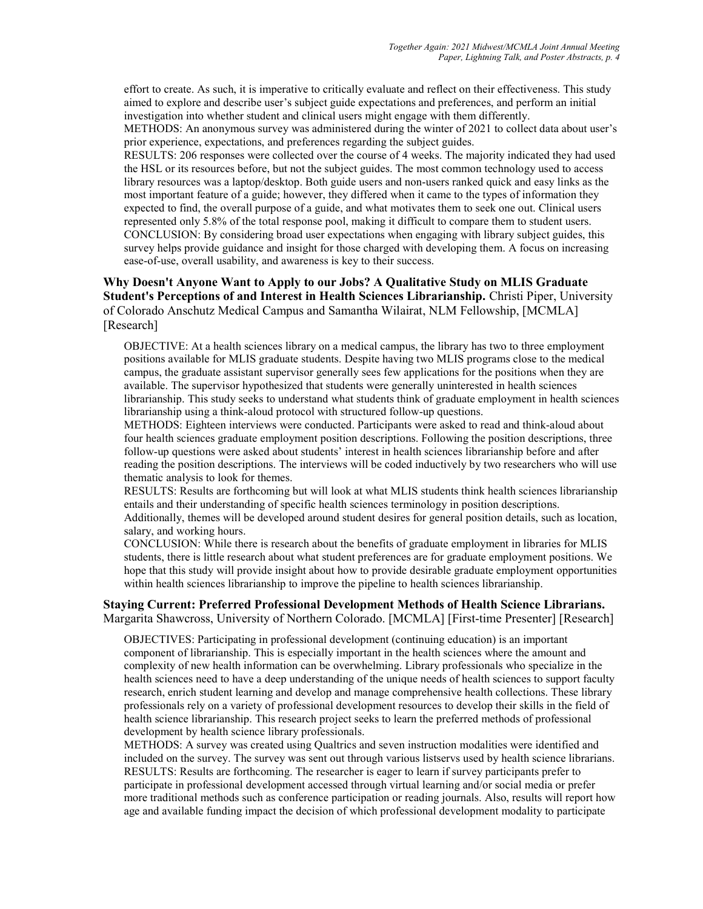effort to create. As such, it is imperative to critically evaluate and reflect on their effectiveness. This study aimed to explore and describe user's subject guide expectations and preferences, and perform an initial investigation into whether student and clinical users might engage with them differently.
METHODS: An anonymous survey was administered during the winter of 2021 to collect data about user's prior experience, expectations, and preferences regarding the subject guides.
RESULTS: 206 responses were collected over the course of 4 weeks. The majority indicated they had used the HSL or its resources before, but not the subject guides. The most common technology used to access library resources was a laptop/desktop. Both guide users and non-users ranked quick and easy links as the most important feature of a guide; however, they differed when it came to the types of information they expected to find, the overall purpose of a guide, and what motivates them to seek one out. Clinical users represented only 5.8% of the total response pool, making it difficult to compare them to student users.
CONCLUSION: By considering broad user expectations when engaging with library subject guides, this survey helps provide guidance and insight for those charged with developing them. A focus on increasing ease-of-use, overall usability, and awareness is key to their success.

**Why Doesn't Anyone Want to Apply to our Jobs? A Qualitative Study on MLIS Graduate Student's Perceptions of and Interest in Health Sciences Librarianship.** Christi Piper, University of Colorado Anschutz Medical Campus and Samantha Wilairat, NLM Fellowship, [MCMLA] [Research]

OBJECTIVE: At a health sciences library on a medical campus, the library has two to three employment positions available for MLIS graduate students. Despite having two MLIS programs close to the medical campus, the graduate assistant supervisor generally sees few applications for the positions when they are available. The supervisor hypothesized that students were generally uninterested in health sciences librarianship. This study seeks to understand what students think of graduate employment in health sciences librarianship using a think-aloud protocol with structured follow-up questions.
METHODS: Eighteen interviews were conducted. Participants were asked to read and think-aloud about four health sciences graduate employment position descriptions. Following the position descriptions, three follow-up questions were asked about students' interest in health sciences librarianship before and after reading the position descriptions. The interviews will be coded inductively by two researchers who will use thematic analysis to look for themes.
RESULTS: Results are forthcoming but will look at what MLIS students think health sciences librarianship entails and their understanding of specific health sciences terminology in position descriptions. Additionally, themes will be developed around student desires for general position details, such as location, salary, and working hours.
CONCLUSION: While there is research about the benefits of graduate employment in libraries for MLIS students, there is little research about what student preferences are for graduate employment positions. We hope that this study will provide insight about how to provide desirable graduate employment opportunities within health sciences librarianship to improve the pipeline to health sciences librarianship.

**Staying Current: Preferred Professional Development Methods of Health Science Librarians.** Margarita Shawcross, University of Northern Colorado. [MCMLA] [First-time Presenter] [Research]

OBJECTIVES: Participating in professional development (continuing education) is an important component of librarianship. This is especially important in the health sciences where the amount and complexity of new health information can be overwhelming. Library professionals who specialize in the health sciences need to have a deep understanding of the unique needs of health sciences to support faculty research, enrich student learning and develop and manage comprehensive health collections. These library professionals rely on a variety of professional development resources to develop their skills in the field of health science librarianship. This research project seeks to learn the preferred methods of professional development by health science library professionals.
METHODS: A survey was created using Qualtrics and seven instruction modalities were identified and included on the survey. The survey was sent out through various listservs used by health science librarians.
RESULTS: Results are forthcoming. The researcher is eager to learn if survey participants prefer to participate in professional development accessed through virtual learning and/or social media or prefer more traditional methods such as conference participation or reading journals. Also, results will report how age and available funding impact the decision of which professional development modality to participate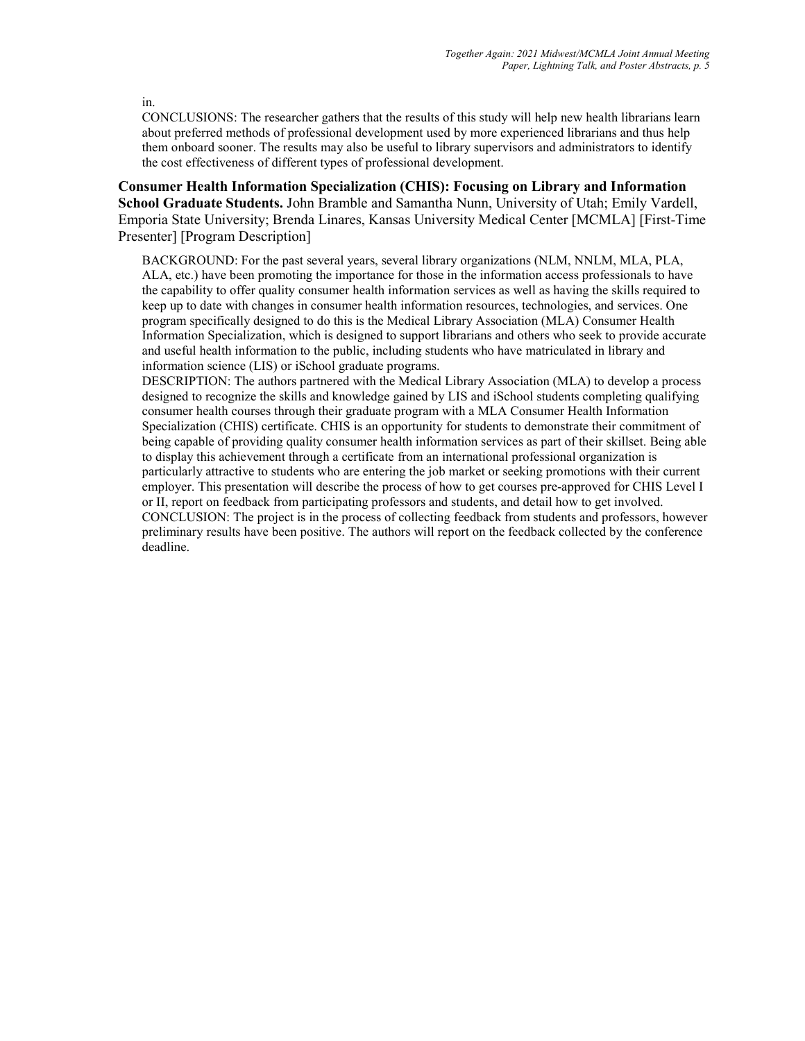in.

CONCLUSIONS: The researcher gathers that the results of this study will help new health librarians learn about preferred methods of professional development used by more experienced librarians and thus help them onboard sooner. The results may also be useful to library supervisors and administrators to identify the cost effectiveness of different types of professional development.

**Consumer Health Information Specialization (CHIS): Focusing on Library and Information School Graduate Students.** John Bramble and Samantha Nunn, University of Utah; Emily Vardell, Emporia State University; Brenda Linares, Kansas University Medical Center [MCMLA] [First-Time Presenter] [Program Description]

BACKGROUND: For the past several years, several library organizations (NLM, NNLM, MLA, PLA, ALA, etc.) have been promoting the importance for those in the information access professionals to have the capability to offer quality consumer health information services as well as having the skills required to keep up to date with changes in consumer health information resources, technologies, and services. One program specifically designed to do this is the Medical Library Association (MLA) Consumer Health Information Specialization, which is designed to support librarians and others who seek to provide accurate and useful health information to the public, including students who have matriculated in library and information science (LIS) or iSchool graduate programs.

DESCRIPTION: The authors partnered with the Medical Library Association (MLA) to develop a process designed to recognize the skills and knowledge gained by LIS and iSchool students completing qualifying consumer health courses through their graduate program with a MLA Consumer Health Information Specialization (CHIS) certificate. CHIS is an opportunity for students to demonstrate their commitment of being capable of providing quality consumer health information services as part of their skillset. Being able to display this achievement through a certificate from an international professional organization is particularly attractive to students who are entering the job market or seeking promotions with their current employer. This presentation will describe the process of how to get courses pre-approved for CHIS Level I or II, report on feedback from participating professors and students, and detail how to get involved.

CONCLUSION: The project is in the process of collecting feedback from students and professors, however preliminary results have been positive. The authors will report on the feedback collected by the conference deadline.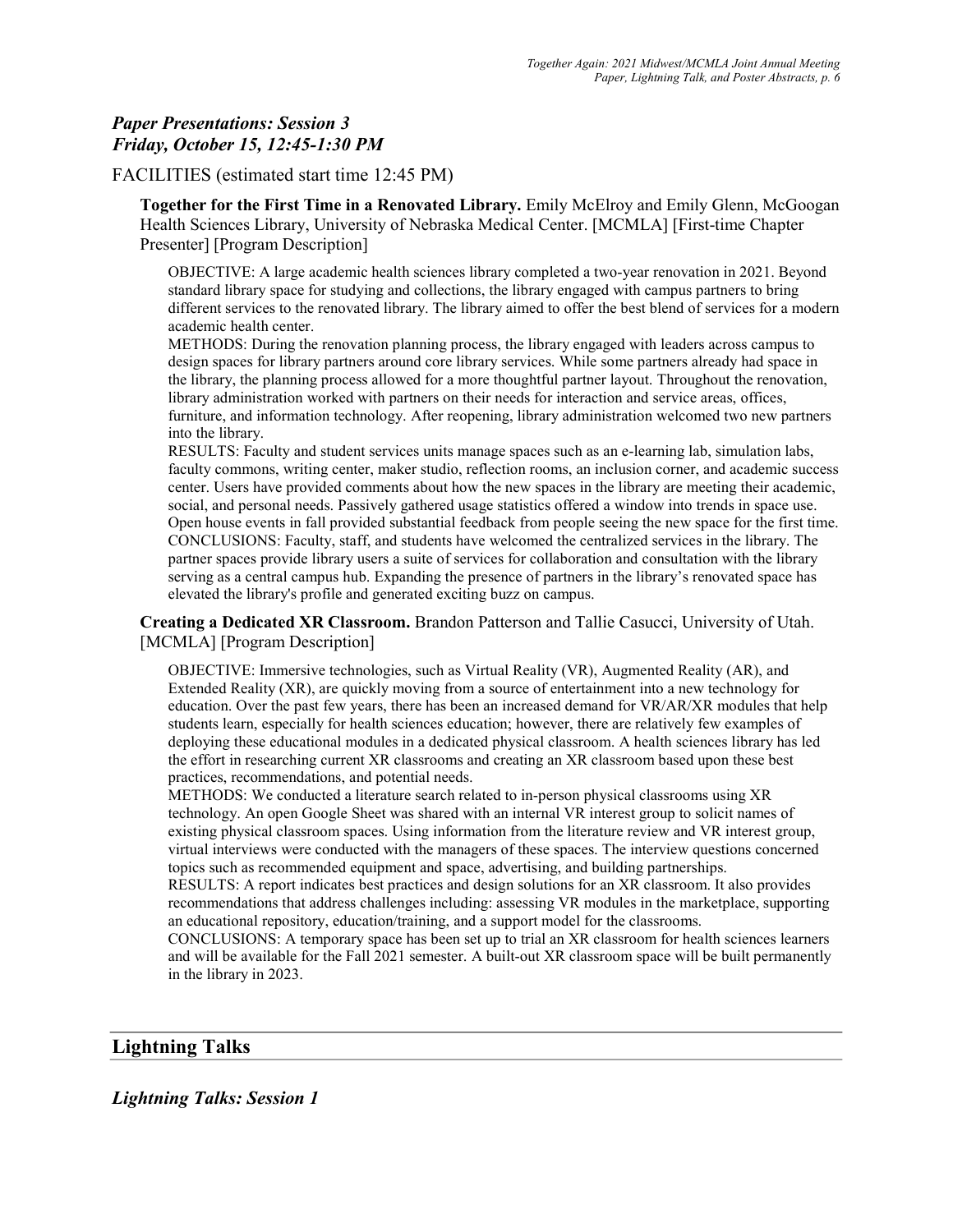## *Paper Presentations: Session 3*
## *Friday, October 15, 12:45-1:30 PM*

FACILITIES (estimated start time 12:45 PM)

**Together for the First Time in a Renovated Library.** Emily McElroy and Emily Glenn, McGoogan Health Sciences Library, University of Nebraska Medical Center. [MCMLA] [First-time Chapter Presenter] [Program Description]

OBJECTIVE: A large academic health sciences library completed a two-year renovation in 2021. Beyond standard library space for studying and collections, the library engaged with campus partners to bring different services to the renovated library. The library aimed to offer the best blend of services for a modern academic health center.
METHODS: During the renovation planning process, the library engaged with leaders across campus to design spaces for library partners around core library services. While some partners already had space in the library, the planning process allowed for a more thoughtful partner layout. Throughout the renovation, library administration worked with partners on their needs for interaction and service areas, offices, furniture, and information technology. After reopening, library administration welcomed two new partners into the library.
RESULTS: Faculty and student services units manage spaces such as an e-learning lab, simulation labs, faculty commons, writing center, maker studio, reflection rooms, an inclusion corner, and academic success center. Users have provided comments about how the new spaces in the library are meeting their academic, social, and personal needs. Passively gathered usage statistics offered a window into trends in space use. Open house events in fall provided substantial feedback from people seeing the new space for the first time.
CONCLUSIONS: Faculty, staff, and students have welcomed the centralized services in the library. The partner spaces provide library users a suite of services for collaboration and consultation with the library serving as a central campus hub. Expanding the presence of partners in the library's renovated space has elevated the library's profile and generated exciting buzz on campus.

**Creating a Dedicated XR Classroom.** Brandon Patterson and Tallie Casucci, University of Utah. [MCMLA] [Program Description]

OBJECTIVE: Immersive technologies, such as Virtual Reality (VR), Augmented Reality (AR), and Extended Reality (XR), are quickly moving from a source of entertainment into a new technology for education. Over the past few years, there has been an increased demand for VR/AR/XR modules that help students learn, especially for health sciences education; however, there are relatively few examples of deploying these educational modules in a dedicated physical classroom. A health sciences library has led the effort in researching current XR classrooms and creating an XR classroom based upon these best practices, recommendations, and potential needs.
METHODS: We conducted a literature search related to in-person physical classrooms using XR technology. An open Google Sheet was shared with an internal VR interest group to solicit names of existing physical classroom spaces. Using information from the literature review and VR interest group, virtual interviews were conducted with the managers of these spaces. The interview questions concerned topics such as recommended equipment and space, advertising, and building partnerships.
RESULTS: A report indicates best practices and design solutions for an XR classroom. It also provides recommendations that address challenges including: assessing VR modules in the marketplace, supporting an educational repository, education/training, and a support model for the classrooms.
CONCLUSIONS: A temporary space has been set up to trial an XR classroom for health sciences learners and will be available for the Fall 2021 semester. A built-out XR classroom space will be built permanently in the library in 2023.

## Lightning Talks

## *Lightning Talks: Session 1*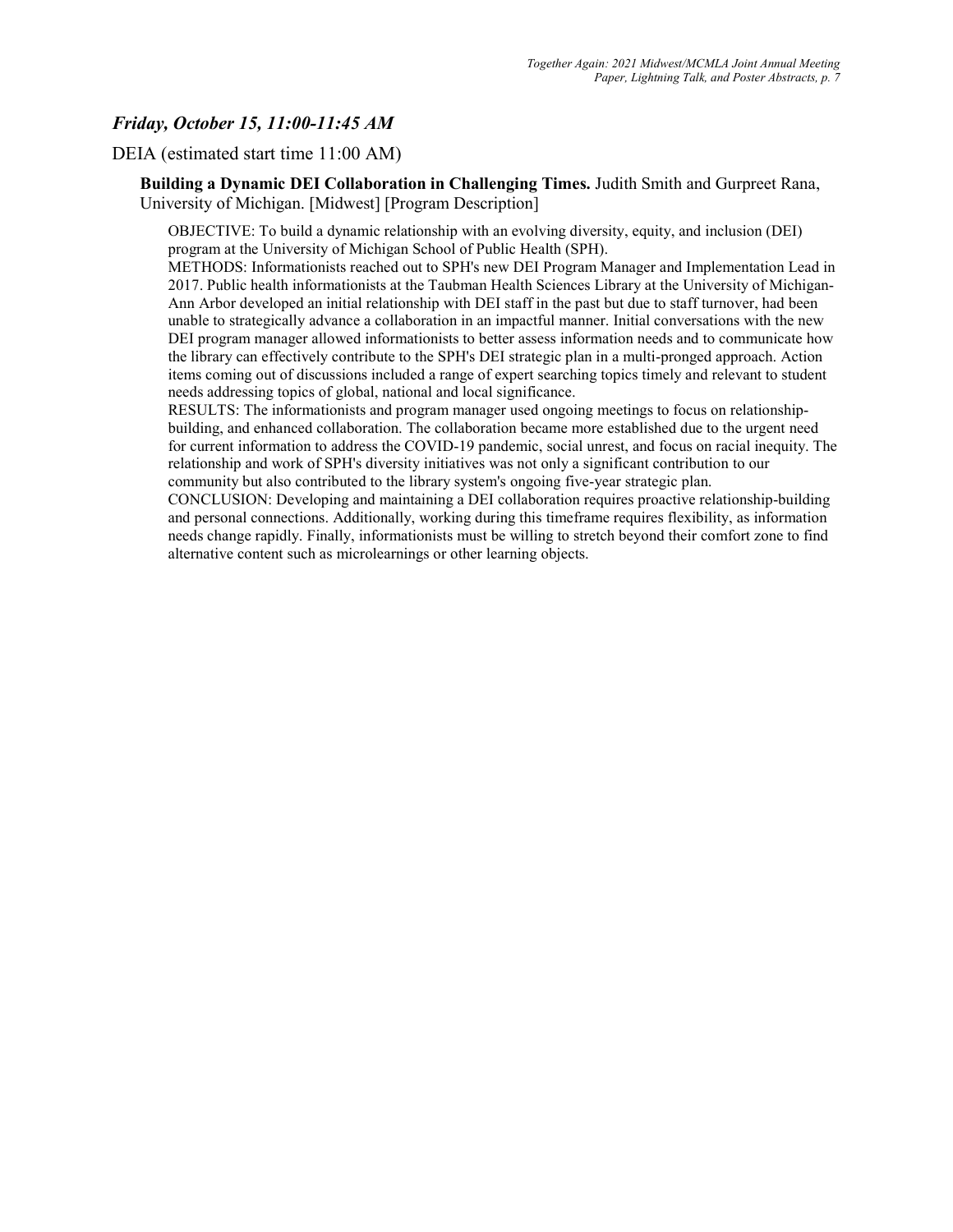## *Friday, October 15, 11:00-11:45 AM*

### DEIA (estimated start time 11:00 AM)

**Building a Dynamic DEI Collaboration in Challenging Times.** Judith Smith and Gurpreet Rana, University of Michigan. [Midwest] [Program Description]

OBJECTIVE: To build a dynamic relationship with an evolving diversity, equity, and inclusion (DEI) program at the University of Michigan School of Public Health (SPH).
METHODS: Informationists reached out to SPH's new DEI Program Manager and Implementation Lead in 2017. Public health informationists at the Taubman Health Sciences Library at the University of Michigan-Ann Arbor developed an initial relationship with DEI staff in the past but due to staff turnover, had been unable to strategically advance a collaboration in an impactful manner. Initial conversations with the new DEI program manager allowed informationists to better assess information needs and to communicate how the library can effectively contribute to the SPH's DEI strategic plan in a multi-pronged approach. Action items coming out of discussions included a range of expert searching topics timely and relevant to student needs addressing topics of global, national and local significance.
RESULTS: The informationists and program manager used ongoing meetings to focus on relationship-building, and enhanced collaboration. The collaboration became more established due to the urgent need for current information to address the COVID-19 pandemic, social unrest, and focus on racial inequity. The relationship and work of SPH's diversity initiatives was not only a significant contribution to our community but also contributed to the library system's ongoing five-year strategic plan.
CONCLUSION: Developing and maintaining a DEI collaboration requires proactive relationship-building and personal connections. Additionally, working during this timeframe requires flexibility, as information needs change rapidly. Finally, informationists must be willing to stretch beyond their comfort zone to find alternative content such as microlearnings or other learning objects.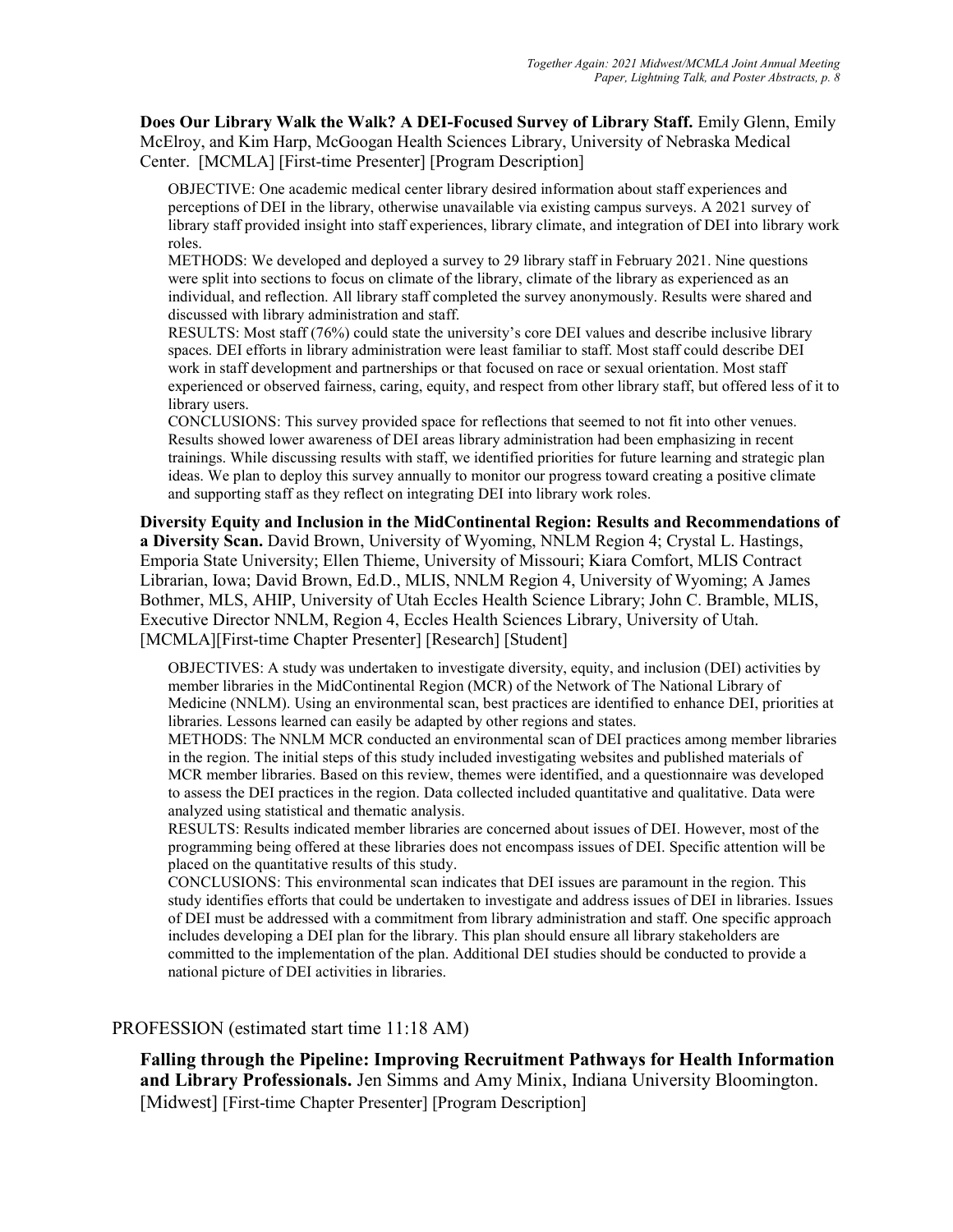**Does Our Library Walk the Walk? A DEI-Focused Survey of Library Staff.** Emily Glenn, Emily McElroy, and Kim Harp, McGoogan Health Sciences Library, University of Nebraska Medical Center. [MCMLA] [First-time Presenter] [Program Description]

OBJECTIVE: One academic medical center library desired information about staff experiences and perceptions of DEI in the library, otherwise unavailable via existing campus surveys. A 2021 survey of library staff provided insight into staff experiences, library climate, and integration of DEI into library work roles.
METHODS: We developed and deployed a survey to 29 library staff in February 2021. Nine questions were split into sections to focus on climate of the library, climate of the library as experienced as an individual, and reflection. All library staff completed the survey anonymously. Results were shared and discussed with library administration and staff.
RESULTS: Most staff (76%) could state the university's core DEI values and describe inclusive library spaces. DEI efforts in library administration were least familiar to staff. Most staff could describe DEI work in staff development and partnerships or that focused on race or sexual orientation. Most staff experienced or observed fairness, caring, equity, and respect from other library staff, but offered less of it to library users.
CONCLUSIONS: This survey provided space for reflections that seemed to not fit into other venues. Results showed lower awareness of DEI areas library administration had been emphasizing in recent trainings. While discussing results with staff, we identified priorities for future learning and strategic plan ideas. We plan to deploy this survey annually to monitor our progress toward creating a positive climate and supporting staff as they reflect on integrating DEI into library work roles.

**Diversity Equity and Inclusion in the MidContinental Region: Results and Recommendations of a Diversity Scan.** David Brown, University of Wyoming, NNLM Region 4; Crystal L. Hastings, Emporia State University; Ellen Thieme, University of Missouri; Kiara Comfort, MLIS Contract Librarian, Iowa; David Brown, Ed.D., MLIS, NNLM Region 4, University of Wyoming; A James Bothmer, MLS, AHIP, University of Utah Eccles Health Science Library; John C. Bramble, MLIS, Executive Director NNLM, Region 4, Eccles Health Sciences Library, University of Utah. [MCMLA][First-time Chapter Presenter] [Research] [Student]

OBJECTIVES: A study was undertaken to investigate diversity, equity, and inclusion (DEI) activities by member libraries in the MidContinental Region (MCR) of the Network of The National Library of Medicine (NNLM). Using an environmental scan, best practices are identified to enhance DEI, priorities at libraries. Lessons learned can easily be adapted by other regions and states.
METHODS: The NNLM MCR conducted an environmental scan of DEI practices among member libraries in the region. The initial steps of this study included investigating websites and published materials of MCR member libraries. Based on this review, themes were identified, and a questionnaire was developed to assess the DEI practices in the region. Data collected included quantitative and qualitative. Data were analyzed using statistical and thematic analysis.
RESULTS: Results indicated member libraries are concerned about issues of DEI. However, most of the programming being offered at these libraries does not encompass issues of DEI. Specific attention will be placed on the quantitative results of this study.
CONCLUSIONS: This environmental scan indicates that DEI issues are paramount in the region. This study identifies efforts that could be undertaken to investigate and address issues of DEI in libraries. Issues of DEI must be addressed with a commitment from library administration and staff. One specific approach includes developing a DEI plan for the library. This plan should ensure all library stakeholders are committed to the implementation of the plan. Additional DEI studies should be conducted to provide a national picture of DEI activities in libraries.

## PROFESSION (estimated start time 11:18 AM)

**Falling through the Pipeline: Improving Recruitment Pathways for Health Information and Library Professionals.** Jen Simms and Amy Minix, Indiana University Bloomington. [Midwest] [First-time Chapter Presenter] [Program Description]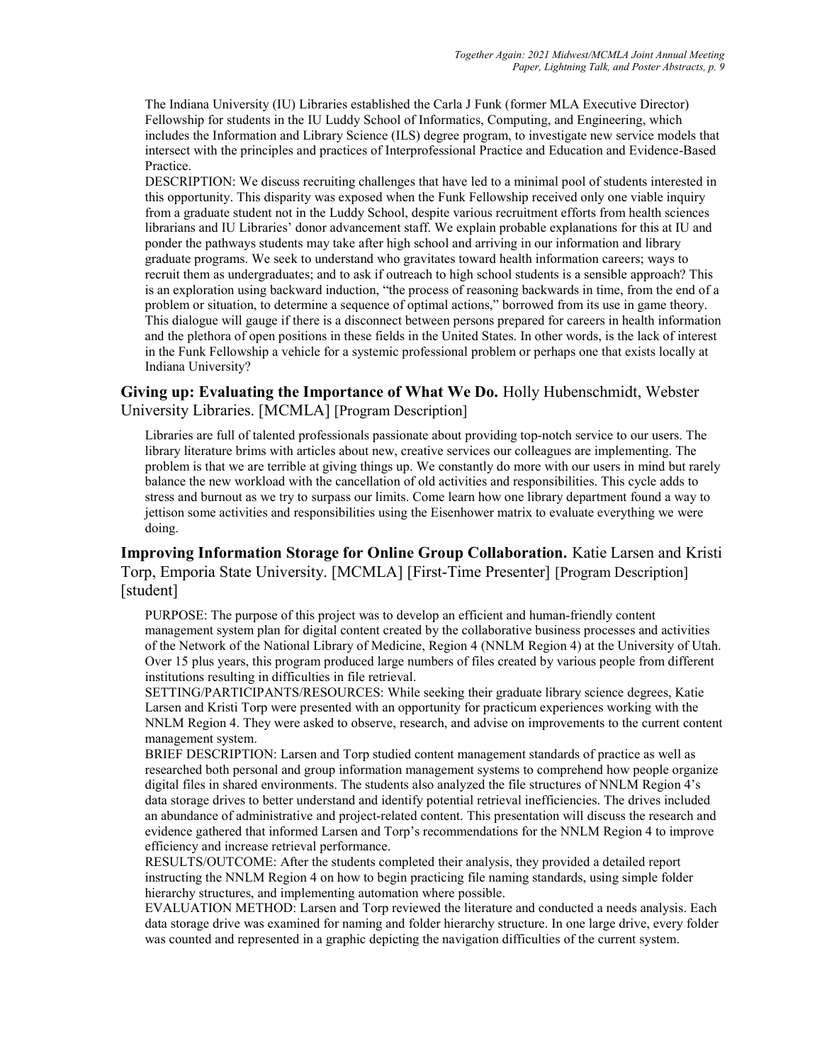The Indiana University (IU) Libraries established the Carla J Funk (former MLA Executive Director) Fellowship for students in the IU Luddy School of Informatics, Computing, and Engineering, which includes the Information and Library Science (ILS) degree program, to investigate new service models that intersect with the principles and practices of Interprofessional Practice and Education and Evidence-Based Practice.

DESCRIPTION: We discuss recruiting challenges that have led to a minimal pool of students interested in this opportunity. This disparity was exposed when the Funk Fellowship received only one viable inquiry from a graduate student not in the Luddy School, despite various recruitment efforts from health sciences librarians and IU Libraries' donor advancement staff. We explain probable explanations for this at IU and ponder the pathways students may take after high school and arriving in our information and library graduate programs. We seek to understand who gravitates toward health information careers; ways to recruit them as undergraduates; and to ask if outreach to high school students is a sensible approach? This is an exploration using backward induction, "the process of reasoning backwards in time, from the end of a problem or situation, to determine a sequence of optimal actions," borrowed from its use in game theory. This dialogue will gauge if there is a disconnect between persons prepared for careers in health information and the plethora of open positions in these fields in the United States. In other words, is the lack of interest in the Funk Fellowship a vehicle for a systemic professional problem or perhaps one that exists locally at Indiana University?

### **Giving up: Evaluating the Importance of What We Do.** Holly Hubenschmidt, Webster University Libraries. [MCMLA] [Program Description]

Libraries are full of talented professionals passionate about providing top-notch service to our users. The library literature brims with articles about new, creative services our colleagues are implementing. The problem is that we are terrible at giving things up. We constantly do more with our users in mind but rarely balance the new workload with the cancellation of old activities and responsibilities. This cycle adds to stress and burnout as we try to surpass our limits. Come learn how one library department found a way to jettison some activities and responsibilities using the Eisenhower matrix to evaluate everything we were doing.

### **Improving Information Storage for Online Group Collaboration.** Katie Larsen and Kristi Torp, Emporia State University. [MCMLA] [First-Time Presenter] [Program Description] [student]

PURPOSE: The purpose of this project was to develop an efficient and human-friendly content management system plan for digital content created by the collaborative business processes and activities of the Network of the National Library of Medicine, Region 4 (NNLM Region 4) at the University of Utah. Over 15 plus years, this program produced large numbers of files created by various people from different institutions resulting in difficulties in file retrieval.

SETTING/PARTICIPANTS/RESOURCES: While seeking their graduate library science degrees, Katie Larsen and Kristi Torp were presented with an opportunity for practicum experiences working with the NNLM Region 4. They were asked to observe, research, and advise on improvements to the current content management system.

BRIEF DESCRIPTION: Larsen and Torp studied content management standards of practice as well as researched both personal and group information management systems to comprehend how people organize digital files in shared environments. The students also analyzed the file structures of NNLM Region 4's data storage drives to better understand and identify potential retrieval inefficiencies. The drives included an abundance of administrative and project-related content. This presentation will discuss the research and evidence gathered that informed Larsen and Torp's recommendations for the NNLM Region 4 to improve efficiency and increase retrieval performance.

RESULTS/OUTCOME: After the students completed their analysis, they provided a detailed report instructing the NNLM Region 4 on how to begin practicing file naming standards, using simple folder hierarchy structures, and implementing automation where possible.

EVALUATION METHOD: Larsen and Torp reviewed the literature and conducted a needs analysis. Each data storage drive was examined for naming and folder hierarchy structure. In one large drive, every folder was counted and represented in a graphic depicting the navigation difficulties of the current system.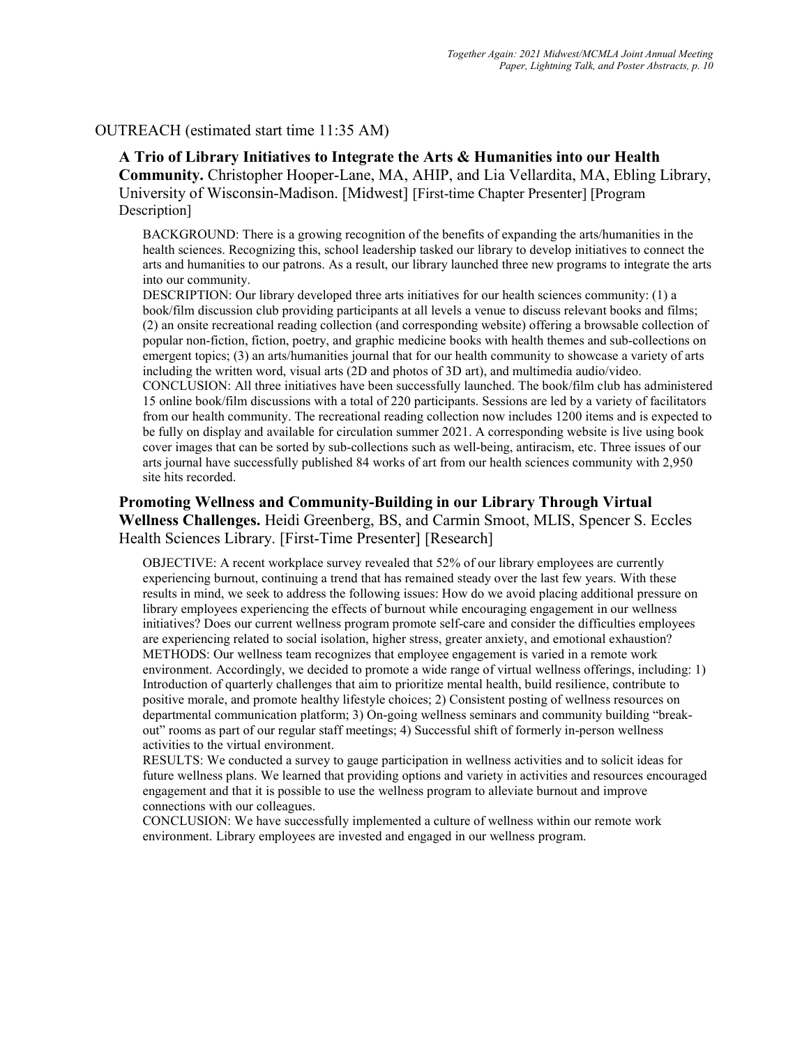## OUTREACH (estimated start time 11:35 AM)

**A Trio of Library Initiatives to Integrate the Arts & Humanities into our Health Community.** Christopher Hooper-Lane, MA, AHIP, and Lia Vellardita, MA, Ebling Library, University of Wisconsin-Madison. [Midwest] [First-time Chapter Presenter] [Program Description]

BACKGROUND: There is a growing recognition of the benefits of expanding the arts/humanities in the health sciences. Recognizing this, school leadership tasked our library to develop initiatives to connect the arts and humanities to our patrons. As a result, our library launched three new programs to integrate the arts into our community.
DESCRIPTION: Our library developed three arts initiatives for our health sciences community: (1) a book/film discussion club providing participants at all levels a venue to discuss relevant books and films; (2) an onsite recreational reading collection (and corresponding website) offering a browsable collection of popular non-fiction, fiction, poetry, and graphic medicine books with health themes and sub-collections on emergent topics; (3) an arts/humanities journal that for our health community to showcase a variety of arts including the written word, visual arts (2D and photos of 3D art), and multimedia audio/video.
CONCLUSION: All three initiatives have been successfully launched. The book/film club has administered 15 online book/film discussions with a total of 220 participants. Sessions are led by a variety of facilitators from our health community. The recreational reading collection now includes 1200 items and is expected to be fully on display and available for circulation summer 2021. A corresponding website is live using book cover images that can be sorted by sub-collections such as well-being, antiracism, etc. Three issues of our arts journal have successfully published 84 works of art from our health sciences community with 2,950 site hits recorded.

**Promoting Wellness and Community-Building in our Library Through Virtual Wellness Challenges.** Heidi Greenberg, BS, and Carmin Smoot, MLIS, Spencer S. Eccles Health Sciences Library. [First-Time Presenter] [Research]

OBJECTIVE: A recent workplace survey revealed that 52% of our library employees are currently experiencing burnout, continuing a trend that has remained steady over the last few years. With these results in mind, we seek to address the following issues: How do we avoid placing additional pressure on library employees experiencing the effects of burnout while encouraging engagement in our wellness initiatives? Does our current wellness program promote self-care and consider the difficulties employees are experiencing related to social isolation, higher stress, greater anxiety, and emotional exhaustion?
METHODS: Our wellness team recognizes that employee engagement is varied in a remote work environment. Accordingly, we decided to promote a wide range of virtual wellness offerings, including: 1) Introduction of quarterly challenges that aim to prioritize mental health, build resilience, contribute to positive morale, and promote healthy lifestyle choices; 2) Consistent posting of wellness resources on departmental communication platform; 3) On-going wellness seminars and community building "break-out" rooms as part of our regular staff meetings; 4) Successful shift of formerly in-person wellness activities to the virtual environment.
RESULTS: We conducted a survey to gauge participation in wellness activities and to solicit ideas for future wellness plans. We learned that providing options and variety in activities and resources encouraged engagement and that it is possible to use the wellness program to alleviate burnout and improve connections with our colleagues.
CONCLUSION: We have successfully implemented a culture of wellness within our remote work environment. Library employees are invested and engaged in our wellness program.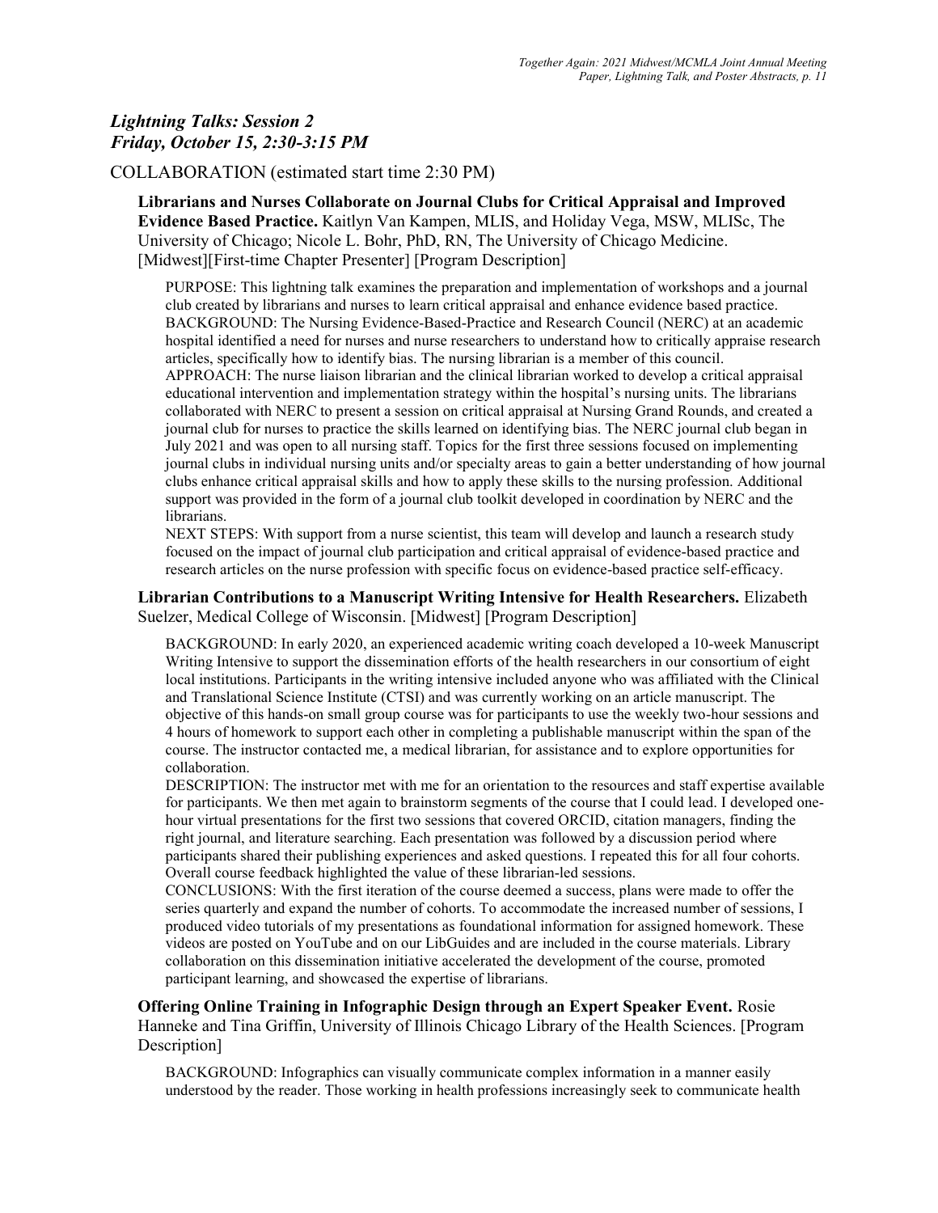## *Lightning Talks: Session 2*
## *Friday, October 15, 2:30-3:15 PM*

### COLLABORATION (estimated start time 2:30 PM)

**Librarians and Nurses Collaborate on Journal Clubs for Critical Appraisal and Improved Evidence Based Practice.** Kaitlyn Van Kampen, MLIS, and Holiday Vega, MSW, MLISc, The University of Chicago; Nicole L. Bohr, PhD, RN, The University of Chicago Medicine. [Midwest][First-time Chapter Presenter] [Program Description]

PURPOSE: This lightning talk examines the preparation and implementation of workshops and a journal club created by librarians and nurses to learn critical appraisal and enhance evidence based practice.
BACKGROUND: The Nursing Evidence-Based-Practice and Research Council (NERC) at an academic hospital identified a need for nurses and nurse researchers to understand how to critically appraise research articles, specifically how to identify bias. The nursing librarian is a member of this council.
APPROACH: The nurse liaison librarian and the clinical librarian worked to develop a critical appraisal educational intervention and implementation strategy within the hospital's nursing units. The librarians collaborated with NERC to present a session on critical appraisal at Nursing Grand Rounds, and created a journal club for nurses to practice the skills learned on identifying bias. The NERC journal club began in July 2021 and was open to all nursing staff. Topics for the first three sessions focused on implementing journal clubs in individual nursing units and/or specialty areas to gain a better understanding of how journal clubs enhance critical appraisal skills and how to apply these skills to the nursing profession. Additional support was provided in the form of a journal club toolkit developed in coordination by NERC and the librarians.
NEXT STEPS: With support from a nurse scientist, this team will develop and launch a research study focused on the impact of journal club participation and critical appraisal of evidence-based practice and research articles on the nurse profession with specific focus on evidence-based practice self-efficacy.

**Librarian Contributions to a Manuscript Writing Intensive for Health Researchers.** Elizabeth Suelzer, Medical College of Wisconsin. [Midwest] [Program Description]

BACKGROUND: In early 2020, an experienced academic writing coach developed a 10-week Manuscript Writing Intensive to support the dissemination efforts of the health researchers in our consortium of eight local institutions. Participants in the writing intensive included anyone who was affiliated with the Clinical and Translational Science Institute (CTSI) and was currently working on an article manuscript. The objective of this hands-on small group course was for participants to use the weekly two-hour sessions and 4 hours of homework to support each other in completing a publishable manuscript within the span of the course. The instructor contacted me, a medical librarian, for assistance and to explore opportunities for collaboration.
DESCRIPTION: The instructor met with me for an orientation to the resources and staff expertise available for participants. We then met again to brainstorm segments of the course that I could lead. I developed one-hour virtual presentations for the first two sessions that covered ORCID, citation managers, finding the right journal, and literature searching. Each presentation was followed by a discussion period where participants shared their publishing experiences and asked questions. I repeated this for all four cohorts. Overall course feedback highlighted the value of these librarian-led sessions.
CONCLUSIONS: With the first iteration of the course deemed a success, plans were made to offer the series quarterly and expand the number of cohorts. To accommodate the increased number of sessions, I produced video tutorials of my presentations as foundational information for assigned homework. These videos are posted on YouTube and on our LibGuides and are included in the course materials. Library collaboration on this dissemination initiative accelerated the development of the course, promoted participant learning, and showcased the expertise of librarians.

**Offering Online Training in Infographic Design through an Expert Speaker Event.** Rosie Hanneke and Tina Griffin, University of Illinois Chicago Library of the Health Sciences. [Program Description]

BACKGROUND: Infographics can visually communicate complex information in a manner easily understood by the reader. Those working in health professions increasingly seek to communicate health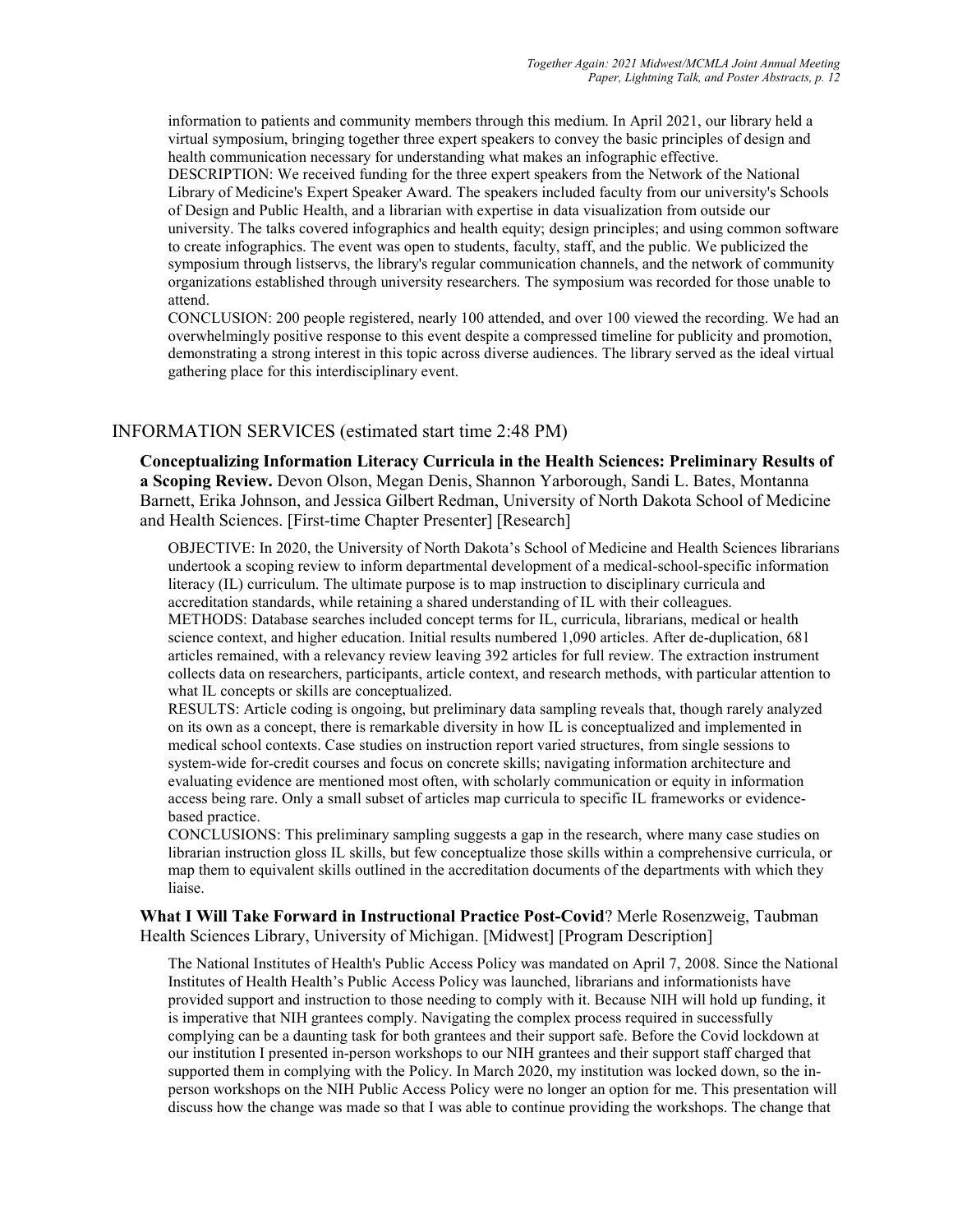information to patients and community members through this medium. In April 2021, our library held a virtual symposium, bringing together three expert speakers to convey the basic principles of design and health communication necessary for understanding what makes an infographic effective.

DESCRIPTION: We received funding for the three expert speakers from the Network of the National Library of Medicine's Expert Speaker Award. The speakers included faculty from our university's Schools of Design and Public Health, and a librarian with expertise in data visualization from outside our university. The talks covered infographics and health equity; design principles; and using common software to create infographics. The event was open to students, faculty, staff, and the public. We publicized the symposium through listservs, the library's regular communication channels, and the network of community organizations established through university researchers. The symposium was recorded for those unable to attend.

CONCLUSION: 200 people registered, nearly 100 attended, and over 100 viewed the recording. We had an overwhelmingly positive response to this event despite a compressed timeline for publicity and promotion, demonstrating a strong interest in this topic across diverse audiences. The library served as the ideal virtual gathering place for this interdisciplinary event.

## INFORMATION SERVICES (estimated start time 2:48 PM)

**Conceptualizing Information Literacy Curricula in the Health Sciences: Preliminary Results of a Scoping Review.** Devon Olson, Megan Denis, Shannon Yarborough, Sandi L. Bates, Montanna Barnett, Erika Johnson, and Jessica Gilbert Redman, University of North Dakota School of Medicine and Health Sciences. [First-time Chapter Presenter] [Research]

OBJECTIVE: In 2020, the University of North Dakota's School of Medicine and Health Sciences librarians undertook a scoping review to inform departmental development of a medical-school-specific information literacy (IL) curriculum. The ultimate purpose is to map instruction to disciplinary curricula and accreditation standards, while retaining a shared understanding of IL with their colleagues.

METHODS: Database searches included concept terms for IL, curricula, librarians, medical or health science context, and higher education. Initial results numbered 1,090 articles. After de-duplication, 681 articles remained, with a relevancy review leaving 392 articles for full review. The extraction instrument collects data on researchers, participants, article context, and research methods, with particular attention to what IL concepts or skills are conceptualized.

RESULTS: Article coding is ongoing, but preliminary data sampling reveals that, though rarely analyzed on its own as a concept, there is remarkable diversity in how IL is conceptualized and implemented in medical school contexts. Case studies on instruction report varied structures, from single sessions to system-wide for-credit courses and focus on concrete skills; navigating information architecture and evaluating evidence are mentioned most often, with scholarly communication or equity in information access being rare. Only a small subset of articles map curricula to specific IL frameworks or evidence-based practice.

CONCLUSIONS: This preliminary sampling suggests a gap in the research, where many case studies on librarian instruction gloss IL skills, but few conceptualize those skills within a comprehensive curricula, or map them to equivalent skills outlined in the accreditation documents of the departments with which they liaise.

**What I Will Take Forward in Instructional Practice Post-Covid**? Merle Rosenzweig, Taubman Health Sciences Library, University of Michigan. [Midwest] [Program Description]

The National Institutes of Health's Public Access Policy was mandated on April 7, 2008. Since the National Institutes of Health Health's Public Access Policy was launched, librarians and informationists have provided support and instruction to those needing to comply with it. Because NIH will hold up funding, it is imperative that NIH grantees comply. Navigating the complex process required in successfully complying can be a daunting task for both grantees and their support safe. Before the Covid lockdown at our institution I presented in-person workshops to our NIH grantees and their support staff charged that supported them in complying with the Policy. In March 2020, my institution was locked down, so the in-person workshops on the NIH Public Access Policy were no longer an option for me. This presentation will discuss how the change was made so that I was able to continue providing the workshops. The change that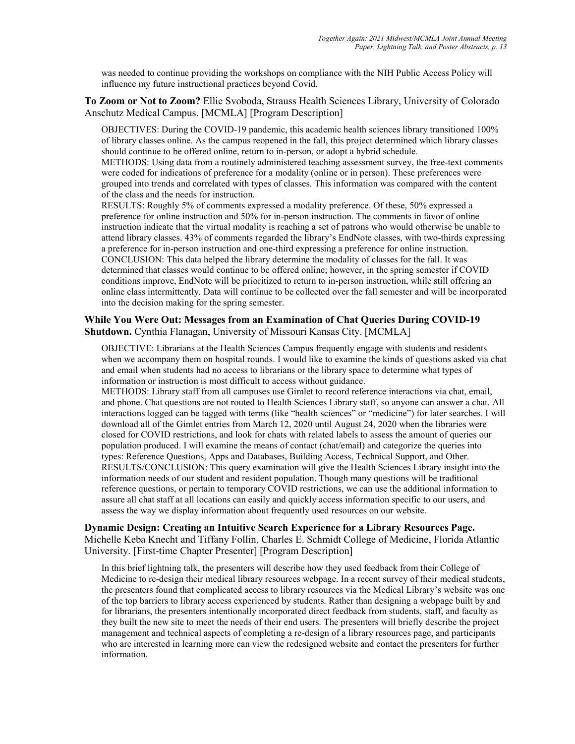was needed to continue providing the workshops on compliance with the NIH Public Access Policy will influence my future instructional practices beyond Covid.

**To Zoom or Not to Zoom?** Ellie Svoboda, Strauss Health Sciences Library, University of Colorado Anschutz Medical Campus. [MCMLA] [Program Description]

OBJECTIVES: During the COVID-19 pandemic, this academic health sciences library transitioned 100% of library classes online. As the campus reopened in the fall, this project determined which library classes should continue to be offered online, return to in-person, or adopt a hybrid schedule.
METHODS: Using data from a routinely administered teaching assessment survey, the free-text comments were coded for indications of preference for a modality (online or in person). These preferences were grouped into trends and correlated with types of classes. This information was compared with the content of the class and the needs for instruction.
RESULTS: Roughly 5% of comments expressed a modality preference. Of these, 50% expressed a preference for online instruction and 50% for in-person instruction. The comments in favor of online instruction indicate that the virtual modality is reaching a set of patrons who would otherwise be unable to attend library classes. 43% of comments regarded the library's EndNote classes, with two-thirds expressing a preference for in-person instruction and one-third expressing a preference for online instruction.
CONCLUSION: This data helped the library determine the modality of classes for the fall. It was determined that classes would continue to be offered online; however, in the spring semester if COVID conditions improve, EndNote will be prioritized to return to in-person instruction, while still offering an online class intermittently. Data will continue to be collected over the fall semester and will be incorporated into the decision making for the spring semester.

**While You Were Out: Messages from an Examination of Chat Queries During COVID-19 Shutdown.** Cynthia Flanagan, University of Missouri Kansas City. [MCMLA]

OBJECTIVE: Librarians at the Health Sciences Campus frequently engage with students and residents when we accompany them on hospital rounds. I would like to examine the kinds of questions asked via chat and email when students had no access to librarians or the library space to determine what types of information or instruction is most difficult to access without guidance.
METHODS: Library staff from all campuses use Gimlet to record reference interactions via chat, email, and phone. Chat questions are not routed to Health Sciences Library staff, so anyone can answer a chat. All interactions logged can be tagged with terms (like "health sciences" or "medicine") for later searches. I will download all of the Gimlet entries from March 12, 2020 until August 24, 2020 when the libraries were closed for COVID restrictions, and look for chats with related labels to assess the amount of queries our population produced. I will examine the means of contact (chat/email) and categorize the queries into types: Reference Questions, Apps and Databases, Building Access, Technical Support, and Other.
RESULTS/CONCLUSION: This query examination will give the Health Sciences Library insight into the information needs of our student and resident population. Though many questions will be traditional reference questions, or pertain to temporary COVID restrictions, we can use the additional information to assure all chat staff at all locations can easily and quickly access information specific to our users, and assess the way we display information about frequently used resources on our website.

**Dynamic Design: Creating an Intuitive Search Experience for a Library Resources Page.** Michelle Keba Knecht and Tiffany Follin, Charles E. Schmidt College of Medicine, Florida Atlantic University. [First-time Chapter Presenter] [Program Description]

In this brief lightning talk, the presenters will describe how they used feedback from their College of Medicine to re-design their medical library resources webpage. In a recent survey of their medical students, the presenters found that complicated access to library resources via the Medical Library's website was one of the top barriers to library access experienced by students. Rather than designing a webpage built by and for librarians, the presenters intentionally incorporated direct feedback from students, staff, and faculty as they built the new site to meet the needs of their end users. The presenters will briefly describe the project management and technical aspects of completing a re-design of a library resources page, and participants who are interested in learning more can view the redesigned website and contact the presenters for further information.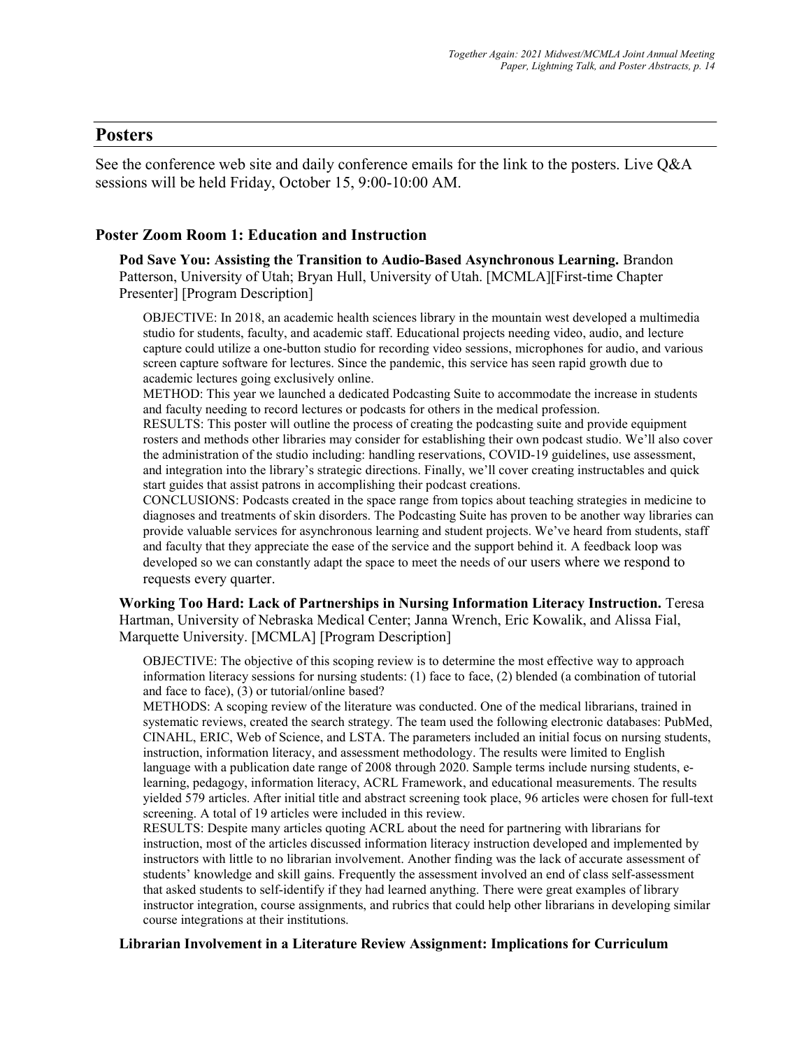## Posters

See the conference web site and daily conference emails for the link to the posters. Live Q&A sessions will be held Friday, October 15, 9:00-10:00 AM.

### Poster Zoom Room 1: Education and Instruction

**Pod Save You: Assisting the Transition to Audio-Based Asynchronous Learning.** Brandon Patterson, University of Utah; Bryan Hull, University of Utah. [MCMLA][First-time Chapter Presenter] [Program Description]

OBJECTIVE: In 2018, an academic health sciences library in the mountain west developed a multimedia studio for students, faculty, and academic staff. Educational projects needing video, audio, and lecture capture could utilize a one-button studio for recording video sessions, microphones for audio, and various screen capture software for lectures. Since the pandemic, this service has seen rapid growth due to academic lectures going exclusively online.
METHOD: This year we launched a dedicated Podcasting Suite to accommodate the increase in students and faculty needing to record lectures or podcasts for others in the medical profession.
RESULTS: This poster will outline the process of creating the podcasting suite and provide equipment rosters and methods other libraries may consider for establishing their own podcast studio. We'll also cover the administration of the studio including: handling reservations, COVID-19 guidelines, use assessment, and integration into the library's strategic directions. Finally, we'll cover creating instructables and quick start guides that assist patrons in accomplishing their podcast creations.
CONCLUSIONS: Podcasts created in the space range from topics about teaching strategies in medicine to diagnoses and treatments of skin disorders. The Podcasting Suite has proven to be another way libraries can provide valuable services for asynchronous learning and student projects. We've heard from students, staff and faculty that they appreciate the ease of the service and the support behind it. A feedback loop was developed so we can constantly adapt the space to meet the needs of our users where we respond to requests every quarter.

**Working Too Hard: Lack of Partnerships in Nursing Information Literacy Instruction.** Teresa Hartman, University of Nebraska Medical Center; Janna Wrench, Eric Kowalik, and Alissa Fial, Marquette University. [MCMLA] [Program Description]

OBJECTIVE: The objective of this scoping review is to determine the most effective way to approach information literacy sessions for nursing students: (1) face to face, (2) blended (a combination of tutorial and face to face), (3) or tutorial/online based?
METHODS: A scoping review of the literature was conducted. One of the medical librarians, trained in systematic reviews, created the search strategy. The team used the following electronic databases: PubMed, CINAHL, ERIC, Web of Science, and LSTA. The parameters included an initial focus on nursing students, instruction, information literacy, and assessment methodology. The results were limited to English language with a publication date range of 2008 through 2020. Sample terms include nursing students, e-learning, pedagogy, information literacy, ACRL Framework, and educational measurements. The results yielded 579 articles. After initial title and abstract screening took place, 96 articles were chosen for full-text screening. A total of 19 articles were included in this review.
RESULTS: Despite many articles quoting ACRL about the need for partnering with librarians for instruction, most of the articles discussed information literacy instruction developed and implemented by instructors with little to no librarian involvement. Another finding was the lack of accurate assessment of students' knowledge and skill gains. Frequently the assessment involved an end of class self-assessment that asked students to self-identify if they had learned anything. There were great examples of library instructor integration, course assignments, and rubrics that could help other librarians in developing similar course integrations at their institutions.

**Librarian Involvement in a Literature Review Assignment: Implications for Curriculum**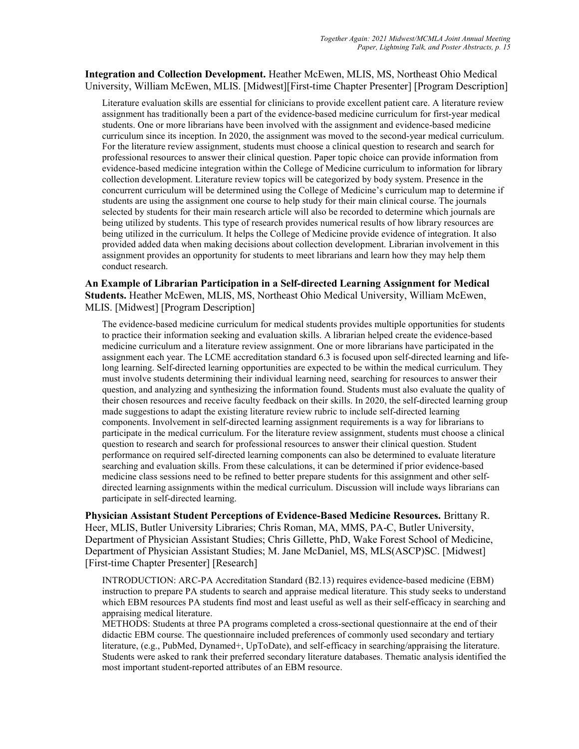**Integration and Collection Development.** Heather McEwen, MLIS, MS, Northeast Ohio Medical University, William McEwen, MLIS. [Midwest][First-time Chapter Presenter] [Program Description]

Literature evaluation skills are essential for clinicians to provide excellent patient care. A literature review assignment has traditionally been a part of the evidence-based medicine curriculum for first-year medical students. One or more librarians have been involved with the assignment and evidence-based medicine curriculum since its inception. In 2020, the assignment was moved to the second-year medical curriculum. For the literature review assignment, students must choose a clinical question to research and search for professional resources to answer their clinical question. Paper topic choice can provide information from evidence-based medicine integration within the College of Medicine curriculum to information for library collection development. Literature review topics will be categorized by body system. Presence in the concurrent curriculum will be determined using the College of Medicine's curriculum map to determine if students are using the assignment one course to help study for their main clinical course. The journals selected by students for their main research article will also be recorded to determine which journals are being utilized by students. This type of research provides numerical results of how library resources are being utilized in the curriculum. It helps the College of Medicine provide evidence of integration. It also provided added data when making decisions about collection development. Librarian involvement in this assignment provides an opportunity for students to meet librarians and learn how they may help them conduct research.

**An Example of Librarian Participation in a Self-directed Learning Assignment for Medical Students.** Heather McEwen, MLIS, MS, Northeast Ohio Medical University, William McEwen, MLIS. [Midwest] [Program Description]

The evidence-based medicine curriculum for medical students provides multiple opportunities for students to practice their information seeking and evaluation skills. A librarian helped create the evidence-based medicine curriculum and a literature review assignment. One or more librarians have participated in the assignment each year. The LCME accreditation standard 6.3 is focused upon self-directed learning and life-long learning. Self-directed learning opportunities are expected to be within the medical curriculum. They must involve students determining their individual learning need, searching for resources to answer their question, and analyzing and synthesizing the information found. Students must also evaluate the quality of their chosen resources and receive faculty feedback on their skills. In 2020, the self-directed learning group made suggestions to adapt the existing literature review rubric to include self-directed learning components. Involvement in self-directed learning assignment requirements is a way for librarians to participate in the medical curriculum. For the literature review assignment, students must choose a clinical question to research and search for professional resources to answer their clinical question. Student performance on required self-directed learning components can also be determined to evaluate literature searching and evaluation skills. From these calculations, it can be determined if prior evidence-based medicine class sessions need to be refined to better prepare students for this assignment and other self-directed learning assignments within the medical curriculum. Discussion will include ways librarians can participate in self-directed learning.

**Physician Assistant Student Perceptions of Evidence-Based Medicine Resources.** Brittany R. Heer, MLIS, Butler University Libraries; Chris Roman, MA, MMS, PA-C, Butler University, Department of Physician Assistant Studies; Chris Gillette, PhD, Wake Forest School of Medicine, Department of Physician Assistant Studies; M. Jane McDaniel, MS, MLS(ASCP)SC. [Midwest] [First-time Chapter Presenter] [Research]

INTRODUCTION: ARC-PA Accreditation Standard (B2.13) requires evidence-based medicine (EBM) instruction to prepare PA students to search and appraise medical literature. This study seeks to understand which EBM resources PA students find most and least useful as well as their self-efficacy in searching and appraising medical literature.

METHODS: Students at three PA programs completed a cross-sectional questionnaire at the end of their didactic EBM course. The questionnaire included preferences of commonly used secondary and tertiary literature, (e.g., PubMed, Dynamed+, UpToDate), and self-efficacy in searching/appraising the literature. Students were asked to rank their preferred secondary literature databases. Thematic analysis identified the most important student-reported attributes of an EBM resource.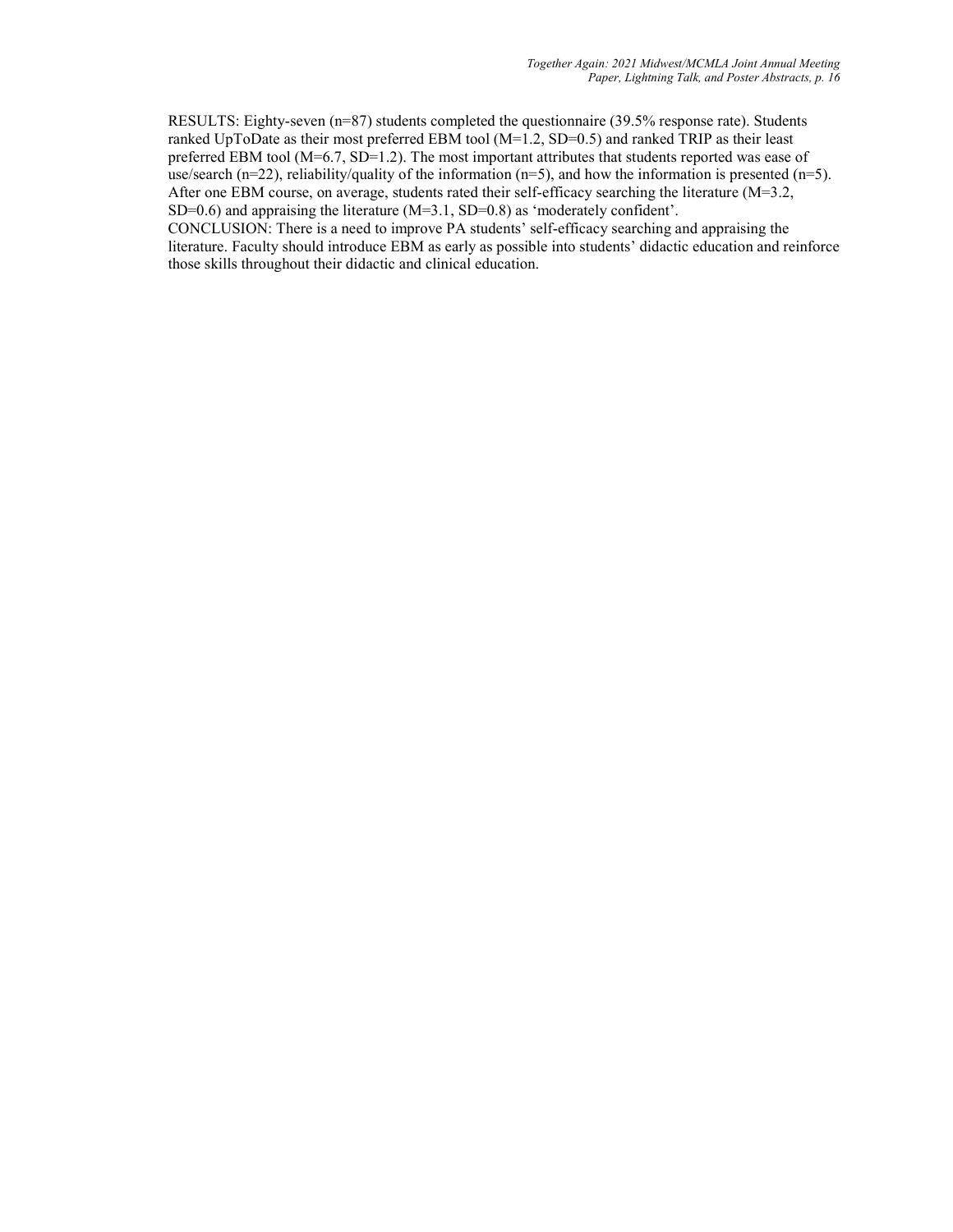RESULTS: Eighty-seven (n=87) students completed the questionnaire (39.5% response rate). Students ranked UpToDate as their most preferred EBM tool (M=1.2, SD=0.5) and ranked TRIP as their least preferred EBM tool (M=6.7, SD=1.2). The most important attributes that students reported was ease of use/search (n=22), reliability/quality of the information (n=5), and how the information is presented (n=5). After one EBM course, on average, students rated their self-efficacy searching the literature (M=3.2, SD=0.6) and appraising the literature (M=3.1, SD=0.8) as 'moderately confident'.

CONCLUSION: There is a need to improve PA students' self-efficacy searching and appraising the literature. Faculty should introduce EBM as early as possible into students' didactic education and reinforce those skills throughout their didactic and clinical education.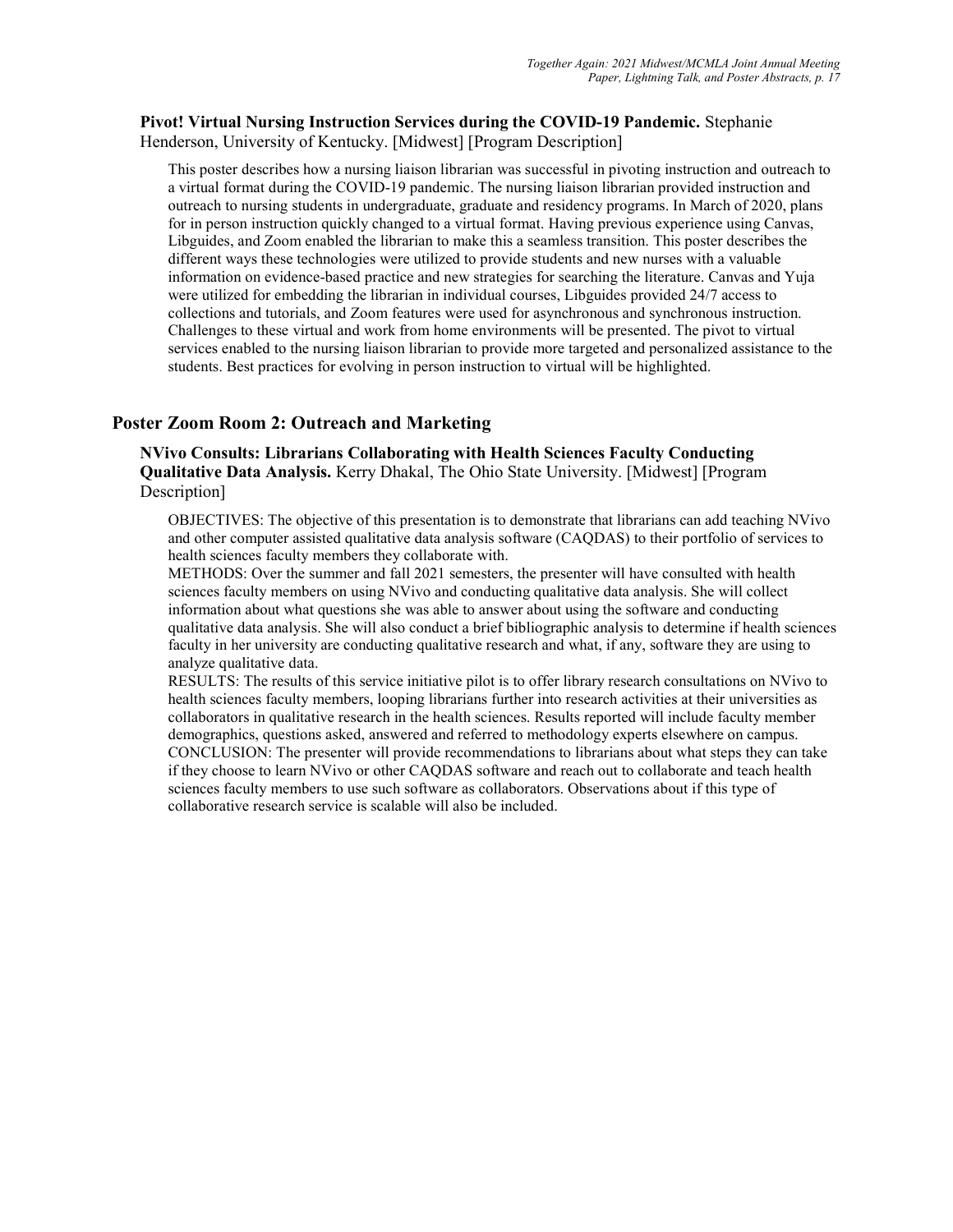**Pivot! Virtual Nursing Instruction Services during the COVID-19 Pandemic.** Stephanie Henderson, University of Kentucky. [Midwest] [Program Description]

This poster describes how a nursing liaison librarian was successful in pivoting instruction and outreach to a virtual format during the COVID-19 pandemic. The nursing liaison librarian provided instruction and outreach to nursing students in undergraduate, graduate and residency programs. In March of 2020, plans for in person instruction quickly changed to a virtual format. Having previous experience using Canvas, Libguides, and Zoom enabled the librarian to make this a seamless transition. This poster describes the different ways these technologies were utilized to provide students and new nurses with a valuable information on evidence-based practice and new strategies for searching the literature. Canvas and Yuja were utilized for embedding the librarian in individual courses, Libguides provided 24/7 access to collections and tutorials, and Zoom features were used for asynchronous and synchronous instruction. Challenges to these virtual and work from home environments will be presented. The pivot to virtual services enabled to the nursing liaison librarian to provide more targeted and personalized assistance to the students. Best practices for evolving in person instruction to virtual will be highlighted.

## Poster Zoom Room 2: Outreach and Marketing

**NVivo Consults: Librarians Collaborating with Health Sciences Faculty Conducting Qualitative Data Analysis.** Kerry Dhakal, The Ohio State University. [Midwest] [Program Description]

OBJECTIVES: The objective of this presentation is to demonstrate that librarians can add teaching NVivo and other computer assisted qualitative data analysis software (CAQDAS) to their portfolio of services to health sciences faculty members they collaborate with.
METHODS: Over the summer and fall 2021 semesters, the presenter will have consulted with health sciences faculty members on using NVivo and conducting qualitative data analysis. She will collect information about what questions she was able to answer about using the software and conducting qualitative data analysis. She will also conduct a brief bibliographic analysis to determine if health sciences faculty in her university are conducting qualitative research and what, if any, software they are using to analyze qualitative data.
RESULTS: The results of this service initiative pilot is to offer library research consultations on NVivo to health sciences faculty members, looping librarians further into research activities at their universities as collaborators in qualitative research in the health sciences. Results reported will include faculty member demographics, questions asked, answered and referred to methodology experts elsewhere on campus.
CONCLUSION: The presenter will provide recommendations to librarians about what steps they can take if they choose to learn NVivo or other CAQDAS software and reach out to collaborate and teach health sciences faculty members to use such software as collaborators. Observations about if this type of collaborative research service is scalable will also be included.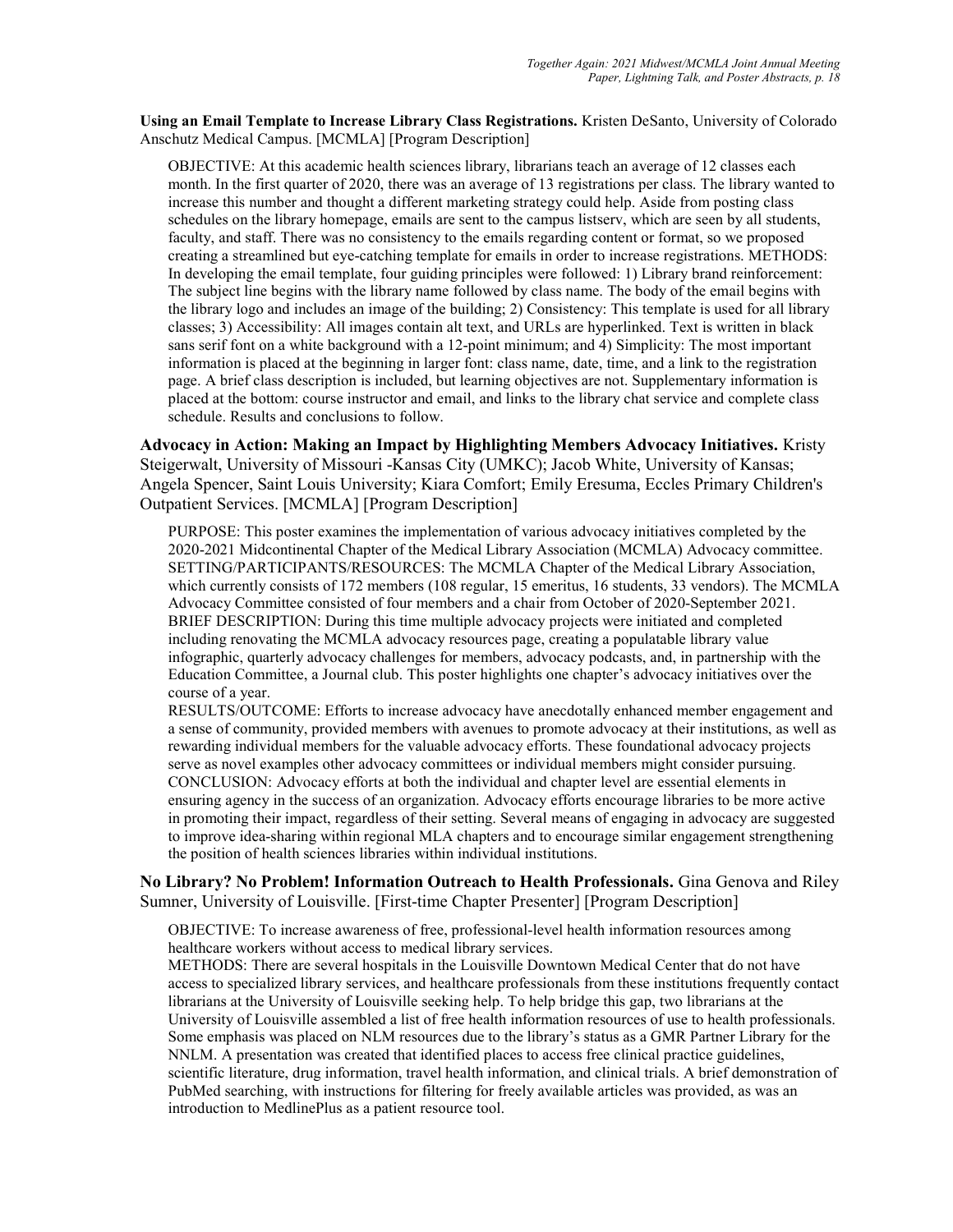**Using an Email Template to Increase Library Class Registrations.** Kristen DeSanto, University of Colorado Anschutz Medical Campus. [MCMLA] [Program Description]

OBJECTIVE: At this academic health sciences library, librarians teach an average of 12 classes each month. In the first quarter of 2020, there was an average of 13 registrations per class. The library wanted to increase this number and thought a different marketing strategy could help. Aside from posting class schedules on the library homepage, emails are sent to the campus listserv, which are seen by all students, faculty, and staff. There was no consistency to the emails regarding content or format, so we proposed creating a streamlined but eye-catching template for emails in order to increase registrations. METHODS: In developing the email template, four guiding principles were followed: 1) Library brand reinforcement: The subject line begins with the library name followed by class name. The body of the email begins with the library logo and includes an image of the building; 2) Consistency: This template is used for all library classes; 3) Accessibility: All images contain alt text, and URLs are hyperlinked. Text is written in black sans serif font on a white background with a 12-point minimum; and 4) Simplicity: The most important information is placed at the beginning in larger font: class name, date, time, and a link to the registration page. A brief class description is included, but learning objectives are not. Supplementary information is placed at the bottom: course instructor and email, and links to the library chat service and complete class schedule. Results and conclusions to follow.

**Advocacy in Action: Making an Impact by Highlighting Members Advocacy Initiatives.** Kristy Steigerwalt, University of Missouri -Kansas City (UMKC); Jacob White, University of Kansas; Angela Spencer, Saint Louis University; Kiara Comfort; Emily Eresuma, Eccles Primary Children's Outpatient Services. [MCMLA] [Program Description]

PURPOSE: This poster examines the implementation of various advocacy initiatives completed by the 2020-2021 Midcontinental Chapter of the Medical Library Association (MCMLA) Advocacy committee.
SETTING/PARTICIPANTS/RESOURCES: The MCMLA Chapter of the Medical Library Association, which currently consists of 172 members (108 regular, 15 emeritus, 16 students, 33 vendors). The MCMLA Advocacy Committee consisted of four members and a chair from October of 2020-September 2021.
BRIEF DESCRIPTION: During this time multiple advocacy projects were initiated and completed including renovating the MCMLA advocacy resources page, creating a populatable library value infographic, quarterly advocacy challenges for members, advocacy podcasts, and, in partnership with the Education Committee, a Journal club. This poster highlights one chapter's advocacy initiatives over the course of a year.
RESULTS/OUTCOME: Efforts to increase advocacy have anecdotally enhanced member engagement and a sense of community, provided members with avenues to promote advocacy at their institutions, as well as rewarding individual members for the valuable advocacy efforts. These foundational advocacy projects serve as novel examples other advocacy committees or individual members might consider pursuing.
CONCLUSION: Advocacy efforts at both the individual and chapter level are essential elements in ensuring agency in the success of an organization. Advocacy efforts encourage libraries to be more active in promoting their impact, regardless of their setting. Several means of engaging in advocacy are suggested to improve idea-sharing within regional MLA chapters and to encourage similar engagement strengthening the position of health sciences libraries within individual institutions.

**No Library? No Problem! Information Outreach to Health Professionals.** Gina Genova and Riley Sumner, University of Louisville. [First-time Chapter Presenter] [Program Description]

OBJECTIVE: To increase awareness of free, professional-level health information resources among healthcare workers without access to medical library services.
METHODS: There are several hospitals in the Louisville Downtown Medical Center that do not have access to specialized library services, and healthcare professionals from these institutions frequently contact librarians at the University of Louisville seeking help. To help bridge this gap, two librarians at the University of Louisville assembled a list of free health information resources of use to health professionals. Some emphasis was placed on NLM resources due to the library's status as a GMR Partner Library for the NNLM. A presentation was created that identified places to access free clinical practice guidelines, scientific literature, drug information, travel health information, and clinical trials. A brief demonstration of PubMed searching, with instructions for filtering for freely available articles was provided, as was an introduction to MedlinePlus as a patient resource tool.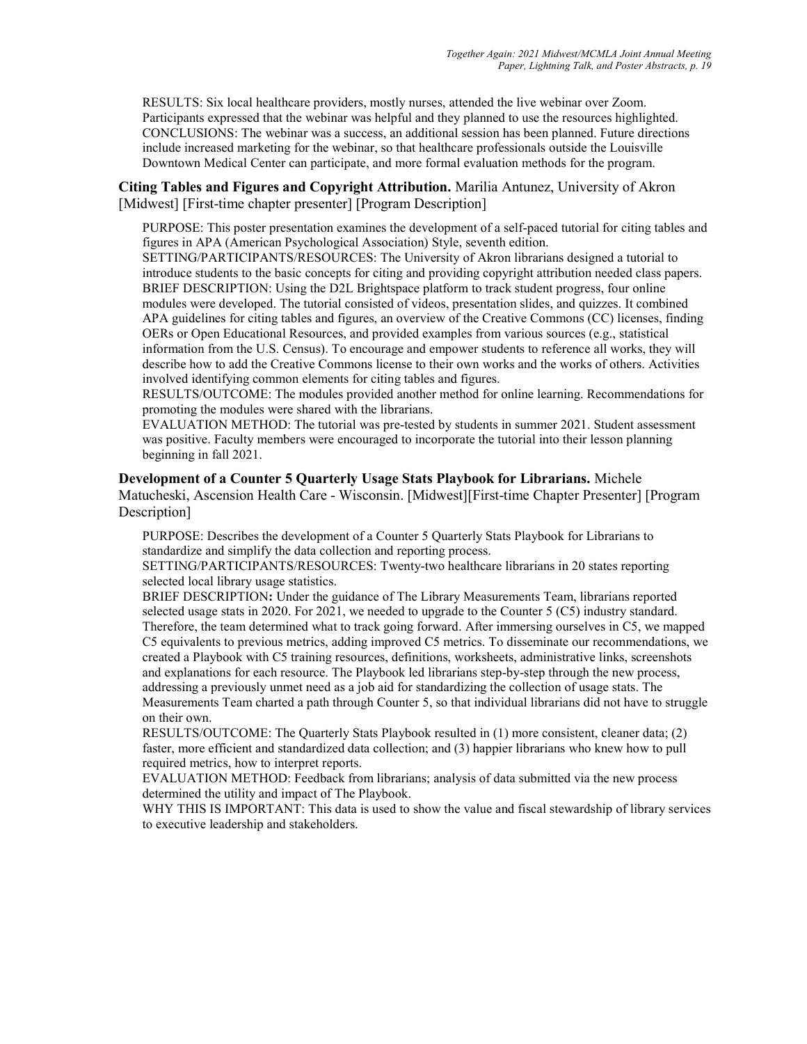RESULTS: Six local healthcare providers, mostly nurses, attended the live webinar over Zoom. Participants expressed that the webinar was helpful and they planned to use the resources highlighted.
CONCLUSIONS: The webinar was a success, an additional session has been planned. Future directions include increased marketing for the webinar, so that healthcare professionals outside the Louisville Downtown Medical Center can participate, and more formal evaluation methods for the program.

**Citing Tables and Figures and Copyright Attribution.** Marilia Antunez, University of Akron [Midwest] [First-time chapter presenter] [Program Description]

PURPOSE: This poster presentation examines the development of a self-paced tutorial for citing tables and figures in APA (American Psychological Association) Style, seventh edition.
SETTING/PARTICIPANTS/RESOURCES: The University of Akron librarians designed a tutorial to introduce students to the basic concepts for citing and providing copyright attribution needed class papers.
BRIEF DESCRIPTION: Using the D2L Brightspace platform to track student progress, four online modules were developed. The tutorial consisted of videos, presentation slides, and quizzes. It combined APA guidelines for citing tables and figures, an overview of the Creative Commons (CC) licenses, finding OERs or Open Educational Resources, and provided examples from various sources (e.g., statistical information from the U.S. Census). To encourage and empower students to reference all works, they will describe how to add the Creative Commons license to their own works and the works of others. Activities involved identifying common elements for citing tables and figures.
RESULTS/OUTCOME: The modules provided another method for online learning. Recommendations for promoting the modules were shared with the librarians.
EVALUATION METHOD: The tutorial was pre-tested by students in summer 2021. Student assessment was positive. Faculty members were encouraged to incorporate the tutorial into their lesson planning beginning in fall 2021.

**Development of a Counter 5 Quarterly Usage Stats Playbook for Librarians.** Michele Matucheski, Ascension Health Care - Wisconsin. [Midwest][First-time Chapter Presenter] [Program Description]

PURPOSE: Describes the development of a Counter 5 Quarterly Stats Playbook for Librarians to standardize and simplify the data collection and reporting process.
SETTING/PARTICIPANTS/RESOURCES: Twenty-two healthcare librarians in 20 states reporting selected local library usage statistics.
BRIEF DESCRIPTION**:** Under the guidance of The Library Measurements Team, librarians reported selected usage stats in 2020. For 2021, we needed to upgrade to the Counter 5 (C5) industry standard. Therefore, the team determined what to track going forward. After immersing ourselves in C5, we mapped C5 equivalents to previous metrics, adding improved C5 metrics. To disseminate our recommendations, we created a Playbook with C5 training resources, definitions, worksheets, administrative links, screenshots and explanations for each resource. The Playbook led librarians step-by-step through the new process, addressing a previously unmet need as a job aid for standardizing the collection of usage stats. The Measurements Team charted a path through Counter 5, so that individual librarians did not have to struggle on their own.
RESULTS/OUTCOME: The Quarterly Stats Playbook resulted in (1) more consistent, cleaner data; (2) faster, more efficient and standardized data collection; and (3) happier librarians who knew how to pull required metrics, how to interpret reports.
EVALUATION METHOD: Feedback from librarians; analysis of data submitted via the new process determined the utility and impact of The Playbook.
WHY THIS IS IMPORTANT: This data is used to show the value and fiscal stewardship of library services to executive leadership and stakeholders.